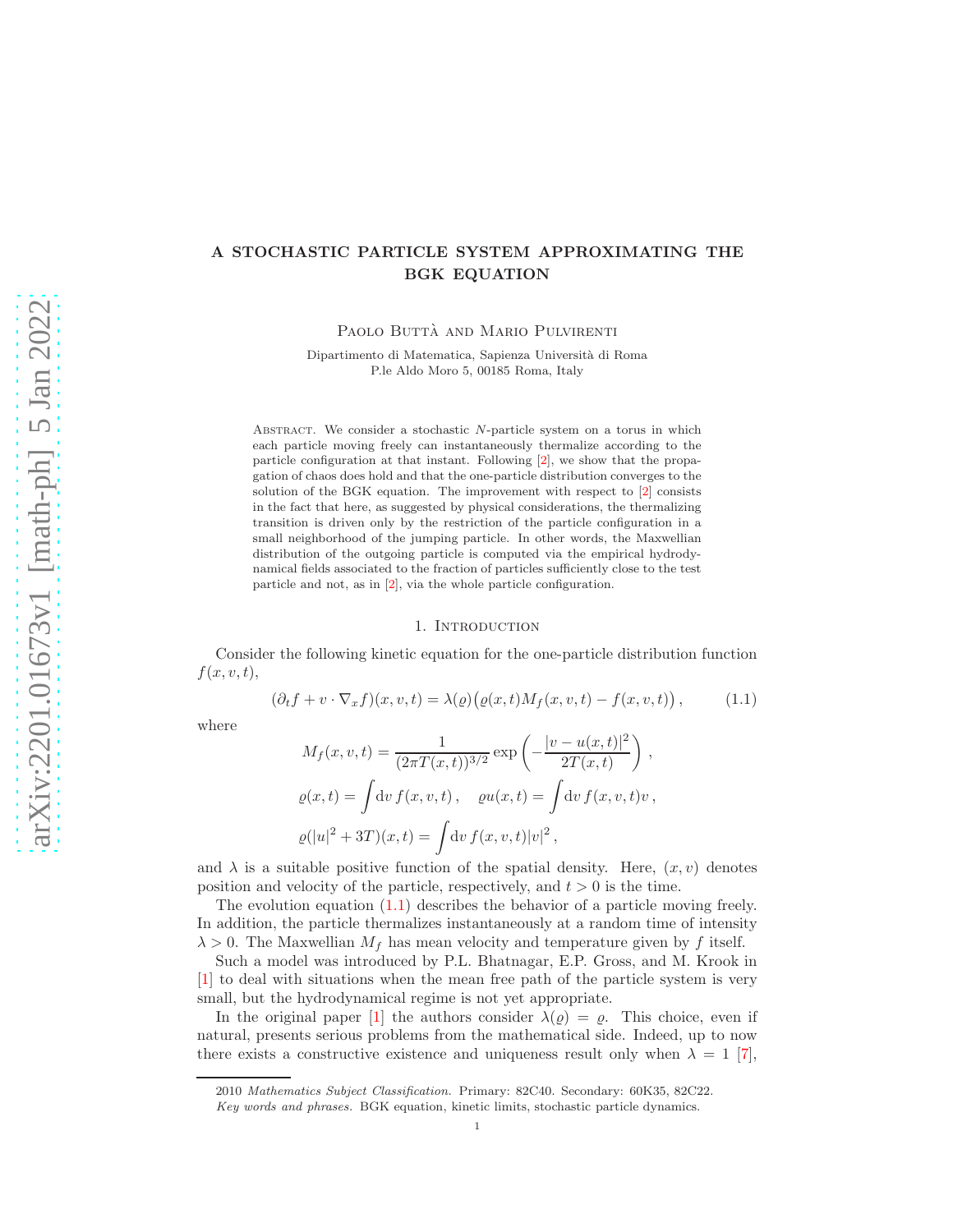# A STOCHASTIC PARTICLE SYSTEM APPROXIMATING THE BGK EQUATION

Paolo Buttà and Mario Pulvirenti

Dipartimento di Matematica, Sapienza Università di Roma
P.le Aldo Moro 5, 00185 Roma, Italy

Abstract. We consider a stochastic $N$-particle system on a torus in which each particle moving freely can instantaneously thermalize according to the particle configuration at that instant. Following [2], we show that the propagation of chaos does hold and that the one-particle distribution converges to the solution of the BGK equation. The improvement with respect to [2] consists in the fact that here, as suggested by physical considerations, the thermalizing transition is driven only by the restriction of the particle configuration in a small neighborhood of the jumping particle. In other words, the Maxwellian distribution of the outgoing particle is computed via the empirical hydrodynamical fields associated to the fraction of particles sufficiently close to the test particle and not, as in [2], via the whole particle configuration.

## 1. Introduction

Consider the following kinetic equation for the one-particle distribution function $f(x,v,t)$,

$$
(\partial_t f + v\cdot\nabla_x f)(x,v,t) = \lambda(\varrho)\big(\varrho(x,t)M_f(x,v,t) - f(x,v,t)\big)\,, \tag{1.1}
$$

where

$$
M_f(x,v,t) = \frac{1}{(2\pi T(x,t))^{3/2}}\exp\left(-\frac{|v-u(x,t)|^2}{2T(x,t)}\right)\,,
$$

$$
\varrho(x,t) = \int \mathrm{d}v\, f(x,v,t)\,, \quad \varrho u(x,t) = \int \mathrm{d}v\, f(x,v,t) v\,,
$$

$$
\varrho(|u|^2+3T)(x,t) = \int \mathrm{d}v\, f(x,v,t)|v|^2\,,
$$

and $\lambda$ is a suitable positive function of the spatial density. Here, $(x,v)$ denotes position and velocity of the particle, respectively, and $t>0$ is the time.

The evolution equation (1.1) describes the behavior of a particle moving freely. In addition, the particle thermalizes instantaneously at a random time of intensity $\lambda>0$. The Maxwellian $M_f$ has mean velocity and temperature given by $f$ itself.

Such a model was introduced by P.L. Bhatnagar, E.P. Gross, and M. Krook in [1] to deal with situations when the mean free path of the particle system is very small, but the hydrodynamical regime is not yet appropriate.

In the original paper [1] the authors consider $\lambda(\varrho)=\varrho$. This choice, even if natural, presents serious problems from the mathematical side. Indeed, up to now there exists a constructive existence and uniqueness result only when $\lambda=1$ [7],

2010 *Mathematics Subject Classification.* Primary: 82C40. Secondary: 60K35, 82C22.

*Key words and phrases.* BGK equation, kinetic limits, stochastic particle dynamics.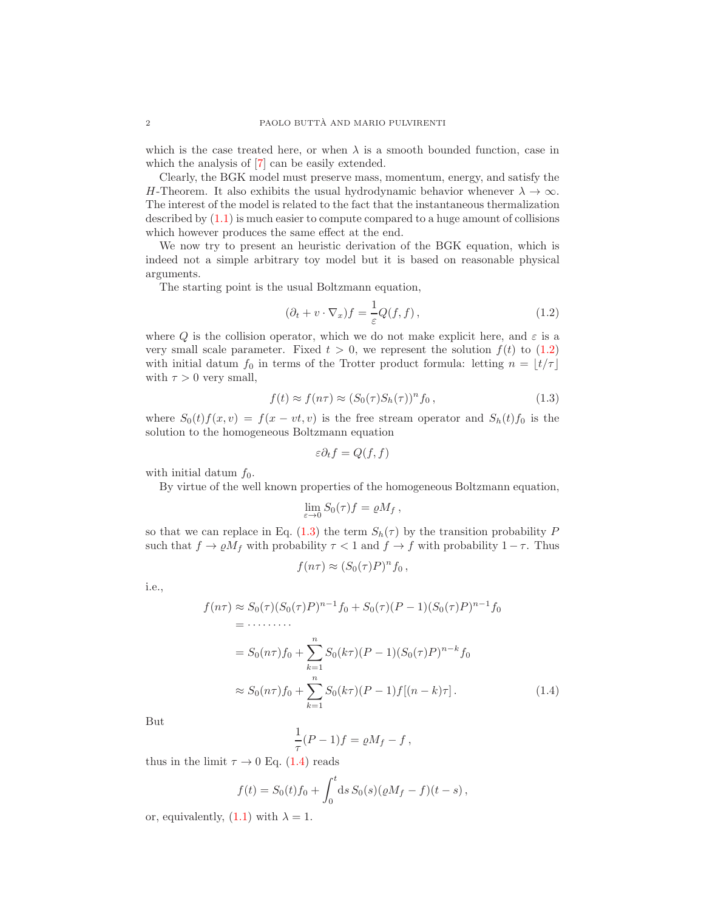which is the case treated here, or when $\lambda$ is a smooth bounded function, case in which the analysis of [7] can be easily extended.

Clearly, the BGK model must preserve mass, momentum, energy, and satisfy the $H$-Theorem. It also exhibits the usual hydrodynamic behavior whenever $\lambda \to \infty$. The interest of the model is related to the fact that the instantaneous thermalization described by (1.1) is much easier to compute compared to a huge amount of collisions which however produces the same effect at the end.

We now try to present an heuristic derivation of the BGK equation, which is indeed not a simple arbitrary toy model but it is based on reasonable physical arguments.

The starting point is the usual Boltzmann equation,

$$(\partial_t + v \cdot \nabla_x) f = \frac{1}{\varepsilon} Q(f,f)\,, \tag{1.2}$$

where $Q$ is the collision operator, which we do not make explicit here, and $\varepsilon$ is a very small scale parameter. Fixed $t > 0$, we represent the solution $f(t)$ to (1.2) with initial datum $f_0$ in terms of the Trotter product formula: letting $n = \lfloor t/\tau \rfloor$ with $\tau > 0$ very small,

$$f(t) \approx f(n\tau) \approx (S_0(\tau) S_h(\tau))^n f_0\,, \tag{1.3}$$

where $S_0(t)f(x,v) = f(x-vt,v)$ is the free stream operator and $S_h(t)f_0$ is the solution to the homogeneous Boltzmann equation

$$\varepsilon \partial_t f = Q(f,f)$$

with initial datum $f_0$.

By virtue of the well known properties of the homogeneous Boltzmann equation,

$$\lim_{\varepsilon \to 0} S_0(\tau) f = \varrho M_f\,,$$

so that we can replace in Eq. (1.3) the term $S_h(\tau)$ by the transition probability $P$ such that $f \to \varrho M_f$ with probability $\tau < 1$ and $f \to f$ with probability $1-\tau$. Thus

$$f(n\tau) \approx (S_0(\tau) P)^n f_0\,,$$

i.e.,

$$\begin{aligned}
f(n\tau) &\approx S_0(\tau)(S_0(\tau)P)^{n-1} f_0 + S_0(\tau)(P-1)(S_0(\tau)P)^{n-1} f_0 \\
&= \cdots\cdots\cdots \\
&= S_0(n\tau) f_0 + \sum_{k=1}^{n} S_0(k\tau)(P-1)(S_0(\tau)P)^{n-k} f_0 \\
&\approx S_0(n\tau) f_0 + \sum_{k=1}^{n} S_0(k\tau)(P-1) f[(n-k)\tau]\,.
\end{aligned} \tag{1.4}$$

But

$$\frac{1}{\tau}(P-1) f = \varrho M_f - f\,,$$

thus in the limit $\tau \to 0$ Eq. (1.4) reads

$$f(t) = S_0(t) f_0 + \int_0^t \mathrm{d}s\, S_0(s)(\varrho M_f - f)(t-s)\,,$$

or, equivalently, (1.1) with $\lambda = 1$.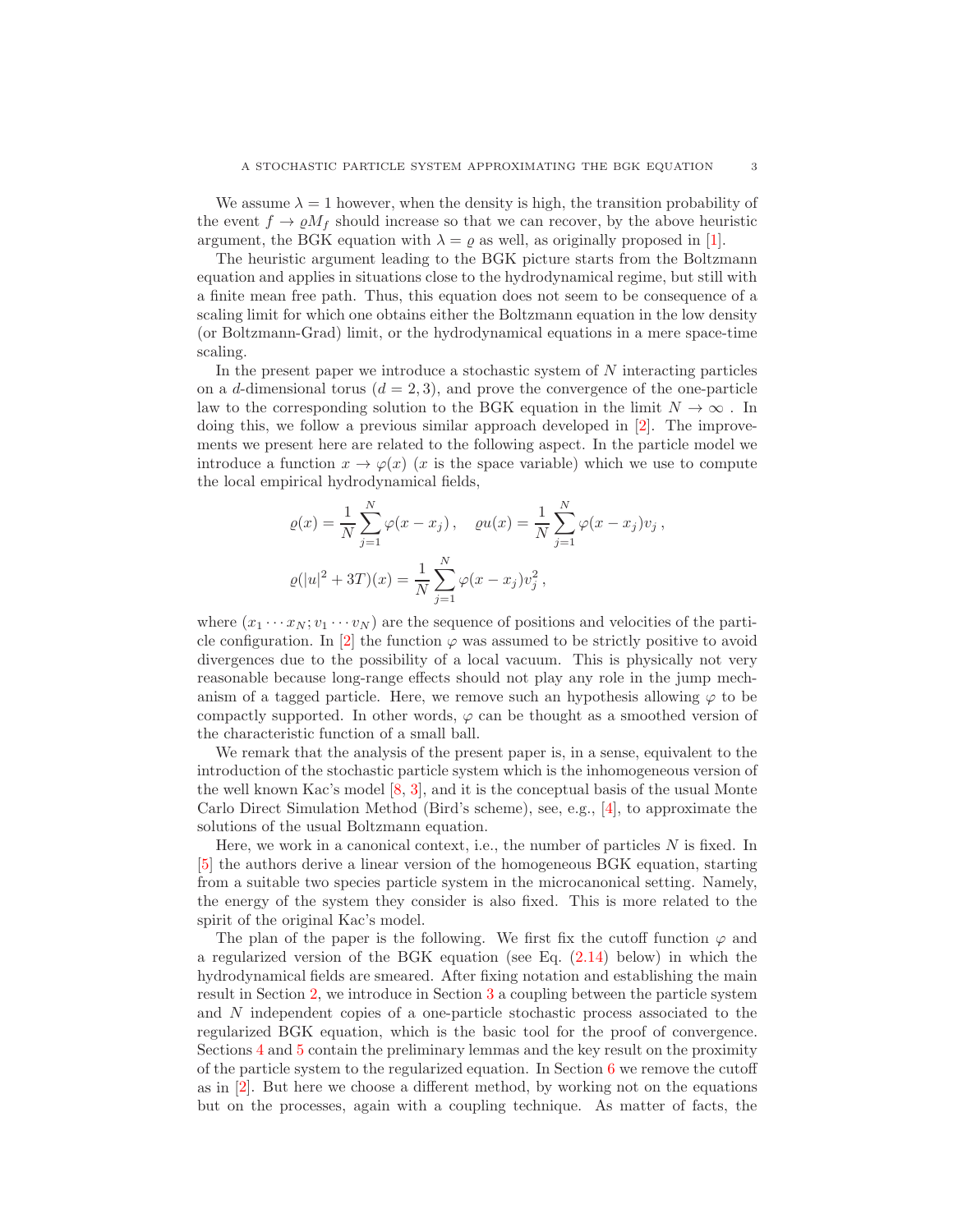We assume $\lambda = 1$ however, when the density is high, the transition probability of the event $f \to \varrho M_f$ should increase so that we can recover, by the above heuristic argument, the BGK equation with $\lambda = \varrho$ as well, as originally proposed in [1].

The heuristic argument leading to the BGK picture starts from the Boltzmann equation and applies in situations close to the hydrodynamical regime, but still with a finite mean free path. Thus, this equation does not seem to be consequence of a scaling limit for which one obtains either the Boltzmann equation in the low density (or Boltzmann-Grad) limit, or the hydrodynamical equations in a mere space-time scaling.

In the present paper we introduce a stochastic system of $N$ interacting particles on a $d$-dimensional torus ($d = 2, 3$), and prove the convergence of the one-particle law to the corresponding solution to the BGK equation in the limit $N \to \infty$ . In doing this, we follow a previous similar approach developed in [2]. The improvements we present here are related to the following aspect. In the particle model we introduce a function $x \to \varphi(x)$ ($x$ is the space variable) which we use to compute the local empirical hydrodynamical fields,

$$
\varrho(x) = \frac{1}{N}\sum_{j=1}^{N} \varphi(x - x_j)\,, \quad \varrho u(x) = \frac{1}{N}\sum_{j=1}^{N} \varphi(x - x_j) v_j\,,
$$

$$
\varrho(|u|^2 + 3T)(x) = \frac{1}{N}\sum_{j=1}^{N} \varphi(x - x_j) v_j^2\,,
$$

where $(x_1 \cdots x_N; v_1 \cdots v_N)$ are the sequence of positions and velocities of the particle configuration. In [2] the function $\varphi$ was assumed to be strictly positive to avoid divergences due to the possibility of a local vacuum. This is physically not very reasonable because long-range effects should not play any role in the jump mechanism of a tagged particle. Here, we remove such an hypothesis allowing $\varphi$ to be compactly supported. In other words, $\varphi$ can be thought as a smoothed version of the characteristic function of a small ball.

We remark that the analysis of the present paper is, in a sense, equivalent to the introduction of the stochastic particle system which is the inhomogeneous version of the well known Kac's model [8, 3], and it is the conceptual basis of the usual Monte Carlo Direct Simulation Method (Bird's scheme), see, e.g., [4], to approximate the solutions of the usual Boltzmann equation.

Here, we work in a canonical context, i.e., the number of particles $N$ is fixed. In [5] the authors derive a linear version of the homogeneous BGK equation, starting from a suitable two species particle system in the microcanonical setting. Namely, the energy of the system they consider is also fixed. This is more related to the spirit of the original Kac's model.

The plan of the paper is the following. We first fix the cutoff function $\varphi$ and a regularized version of the BGK equation (see Eq. (2.14) below) in which the hydrodynamical fields are smeared. After fixing notation and establishing the main result in Section 2, we introduce in Section 3 a coupling between the particle system and $N$ independent copies of a one-particle stochastic process associated to the regularized BGK equation, which is the basic tool for the proof of convergence. Sections 4 and 5 contain the preliminary lemmas and the key result on the proximity of the particle system to the regularized equation. In Section 6 we remove the cutoff as in [2]. But here we choose a different method, by working not on the equations but on the processes, again with a coupling technique. As matter of facts, the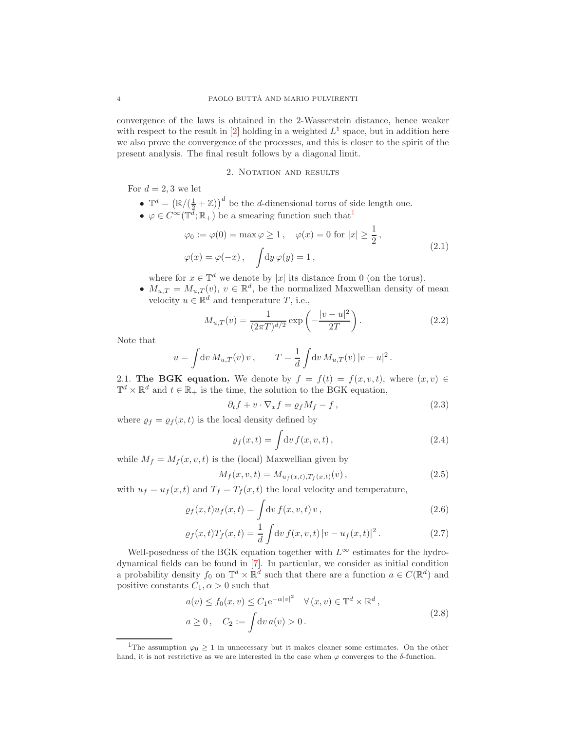convergence of the laws is obtained in the 2-Wasserstein distance, hence weaker with respect to the result in [2] holding in a weighted $L^1$ space, but in addition here we also prove the convergence of the processes, and this is closer to the spirit of the present analysis. The final result follows by a diagonal limit.

## 2. Notation and results

For $d = 2, 3$ we let

- $\mathbb{T}^d = \left(\mathbb{R}/(\frac{1}{2}+\mathbb{Z})\right)^d$ be the $d$-dimensional torus of side length one.
- $\varphi \in C^\infty(\mathbb{T}^d; \mathbb{R}_+)$ be a smearing function such that[1]

$$
\begin{aligned}
&\varphi_0 := \varphi(0) = \max \varphi \geq 1\,, \quad \varphi(x) = 0 \text{ for } |x| \geq \frac{1}{2}\,, \\
&\varphi(x) = \varphi(-x)\,, \quad \int \mathrm{d}y\, \varphi(y) = 1\,,
\end{aligned}
\tag{2.1}
$$

  where for $x \in \mathbb{T}^d$ we denote by $|x|$ its distance from 0 (on the torus).
- $M_{u,T} = M_{u,T}(v)$, $v \in \mathbb{R}^d$, be the normalized Maxwellian density of mean velocity $u \in \mathbb{R}^d$ and temperature $T$, i.e.,

$$
M_{u,T}(v) = \frac{1}{(2\pi T)^{d/2}} \exp\left(-\frac{|v-u|^2}{2T}\right). \tag{2.2}
$$

Note that

$$
u = \int \mathrm{d}v\, M_{u,T}(v)\, v\,, \qquad T = \frac{1}{d}\int \mathrm{d}v\, M_{u,T}(v)\, |v-u|^2\,.
$$

### 2.1. The BGK equation.

We denote by $f = f(t) = f(x,v,t)$, where $(x,v) \in \mathbb{T}^d \times \mathbb{R}^d$ and $t \in \mathbb{R}_+$ is the time, the solution to the BGK equation,

$$
\partial_t f + v \cdot \nabla_x f = \varrho_f M_f - f\,, \tag{2.3}
$$

where $\varrho_f = \varrho_f(x,t)$ is the local density defined by

$$
\varrho_f(x,t) = \int \mathrm{d}v\, f(x,v,t)\,, \tag{2.4}
$$

while $M_f = M_f(x,v,t)$ is the (local) Maxwellian given by

$$
M_f(x,v,t) = M_{u_f(x,t),T_f(x,t)}(v)\,, \tag{2.5}
$$

with $u_f = u_f(x,t)$ and $T_f = T_f(x,t)$ the local velocity and temperature,

$$
\varrho_f(x,t) u_f(x,t) = \int \mathrm{d}v\, f(x,v,t)\, v\,, \tag{2.6}
$$

$$
\varrho_f(x,t) T_f(x,t) = \frac{1}{d}\int \mathrm{d}v\, f(x,v,t)\, |v - u_f(x,t)|^2\,. \tag{2.7}
$$

Well-posedness of the BGK equation together with $L^\infty$ estimates for the hydrodynamical fields can be found in [7]. In particular, we consider as initial condition a probability density $f_0$ on $\mathbb{T}^d \times \mathbb{R}^d$ such that there are a function $a \in C(\mathbb{R}^d)$ and positive constants $C_1, \alpha > 0$ such that

$$
\begin{aligned}
&a(v) \leq f_0(x,v) \leq C_1 \mathrm{e}^{-\alpha|v|^2} \quad \forall\, (x,v) \in \mathbb{T}^d \times \mathbb{R}^d\,, \\
&a \geq 0\,, \quad C_2 := \int \mathrm{d}v\, a(v) > 0\,.
\end{aligned}
\tag{2.8}
$$

[1] The assumption $\varphi_0 \geq 1$ in unnecessary but it makes cleaner some estimates. On the other hand, it is not restrictive as we are interested in the case when $\varphi$ converges to the $\delta$-function.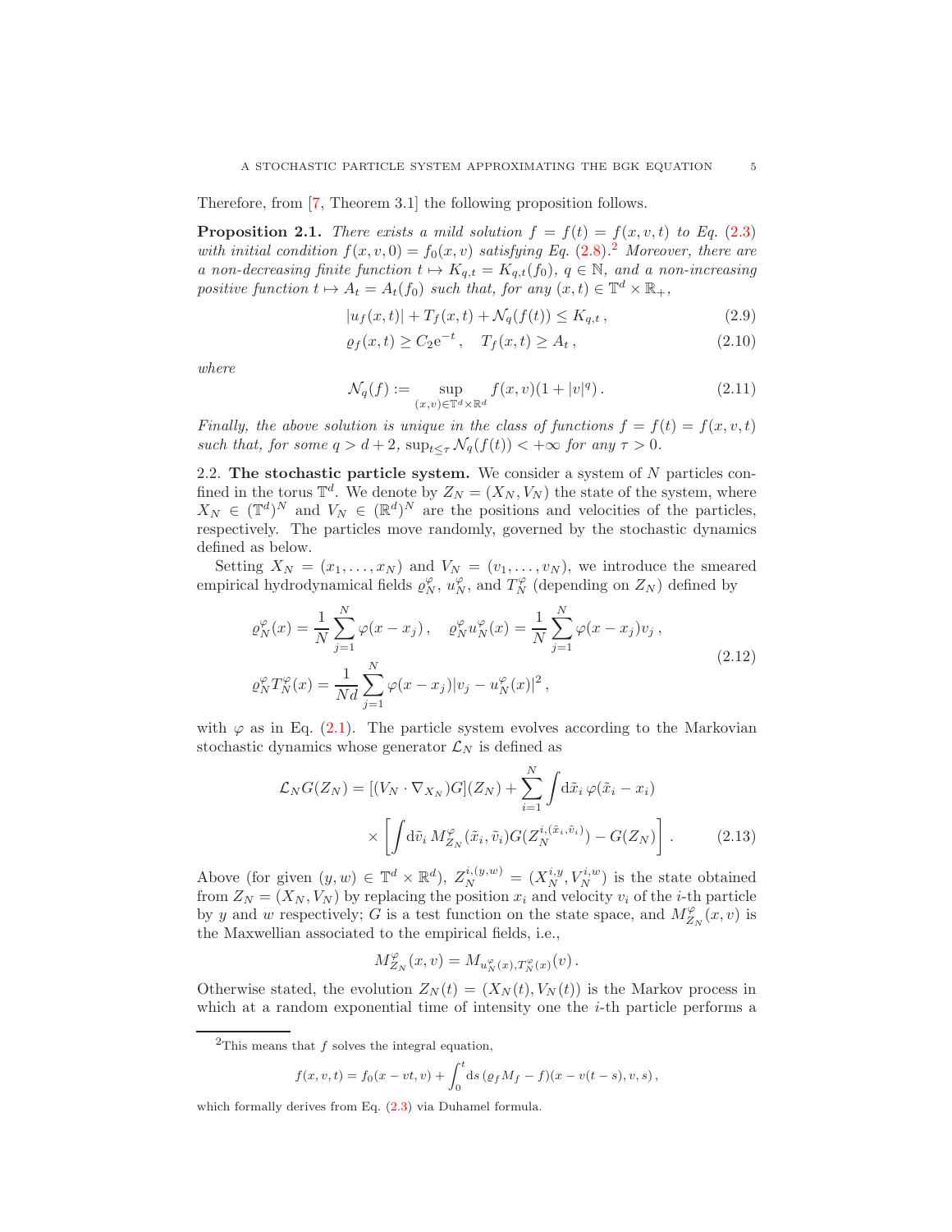Therefore, from [7, Theorem 3.1] the following proposition follows.

**Proposition 2.1.** *There exists a mild solution $f = f(t) = f(x,v,t)$ to Eq. (2.3) with initial condition $f(x,v,0) = f_0(x,v)$ satisfying Eq. (2.8).*[2] *Moreover, there are a non-decreasing finite function $t \mapsto K_{q,t} = K_{q,t}(f_0)$, $q \in \mathbb{N}$, and a non-increasing positive function $t \mapsto A_t = A_t(f_0)$ such that, for any $(x,t) \in \mathbb{T}^d \times \mathbb{R}_+$,*

$$|u_f(x,t)| + T_f(x,t) + \mathcal{N}_q(f(t)) \le K_{q,t}\,, \tag{2.9}$$

$$\varrho_f(x,t) \ge C_2 \mathrm{e}^{-t}\,, \quad T_f(x,t) \ge A_t\,, \tag{2.10}$$

*where*

$$\mathcal{N}_q(f) := \sup_{(x,v)\in\mathbb{T}^d\times\mathbb{R}^d} f(x,v)(1+|v|^q)\,. \tag{2.11}$$

*Finally, the above solution is unique in the class of functions $f = f(t) = f(x,v,t)$ such that, for some $q > d+2$, $\sup_{t\le\tau}\mathcal{N}_q(f(t)) < +\infty$ for any $\tau > 0$.*

2.2. **The stochastic particle system.** We consider a system of $N$ particles confined in the torus $\mathbb{T}^d$. We denote by $Z_N = (X_N, V_N)$ the state of the system, where $X_N \in (\mathbb{T}^d)^N$ and $V_N \in (\mathbb{R}^d)^N$ are the positions and velocities of the particles, respectively. The particles move randomly, governed by the stochastic dynamics defined as below.

Setting $X_N = (x_1,\dots,x_N)$ and $V_N = (v_1,\dots,v_N)$, we introduce the smeared empirical hydrodynamical fields $\varrho_N^\varphi$, $u_N^\varphi$, and $T_N^\varphi$ (depending on $Z_N$) defined by

$$\begin{aligned}
&\varrho_N^\varphi(x) = \frac{1}{N}\sum_{j=1}^N \varphi(x-x_j)\,, \quad \varrho_N^\varphi u_N^\varphi(x) = \frac{1}{N}\sum_{j=1}^N \varphi(x-x_j)v_j\,,\\
&\varrho_N^\varphi T_N^\varphi(x) = \frac{1}{Nd}\sum_{j=1}^N \varphi(x-x_j)|v_j - u_N^\varphi(x)|^2\,,
\end{aligned} \tag{2.12}$$

with $\varphi$ as in Eq. (2.1). The particle system evolves according to the Markovian stochastic dynamics whose generator $\mathcal{L}_N$ is defined as

$$\begin{aligned}
\mathcal{L}_N G(Z_N) = [(V_N\cdot\nabla_{X_N})G](Z_N) + \sum_{i=1}^N \int \mathrm{d}\tilde{x}_i\,\varphi(\tilde{x}_i - x_i)\\
\times\left[\int \mathrm{d}\tilde{v}_i\, M_{Z_N}^\varphi(\tilde{x}_i,\tilde{v}_i) G(Z_N^{i,(\tilde{x}_i,\tilde{v}_i)}) - G(Z_N)\right].
\end{aligned} \tag{2.13}$$

Above (for given $(y,w) \in \mathbb{T}^d\times\mathbb{R}^d$), $Z_N^{i,(y,w)} = (X_N^{i,y}, V_N^{i,w})$ is the state obtained from $Z_N = (X_N, V_N)$ by replacing the position $x_i$ and velocity $v_i$ of the $i$-th particle by $y$ and $w$ respectively; $G$ is a test function on the state space, and $M_{Z_N}^\varphi(x,v)$ is the Maxwellian associated to the empirical fields, i.e.,

$$M_{Z_N}^\varphi(x,v) = M_{u_N^\varphi(x),T_N^\varphi(x)}(v)\,.$$

Otherwise stated, the evolution $Z_N(t) = (X_N(t), V_N(t))$ is the Markov process in which at a random exponential time of intensity one the $i$-th particle performs a

---

[2] This means that $f$ solves the integral equation,

$$f(x,v,t) = f_0(x - vt, v) + \int_0^t \mathrm{d}s\,(\varrho_f M_f - f)(x - v(t-s), v, s)\,,$$

which formally derives from Eq. (2.3) via Duhamel formula.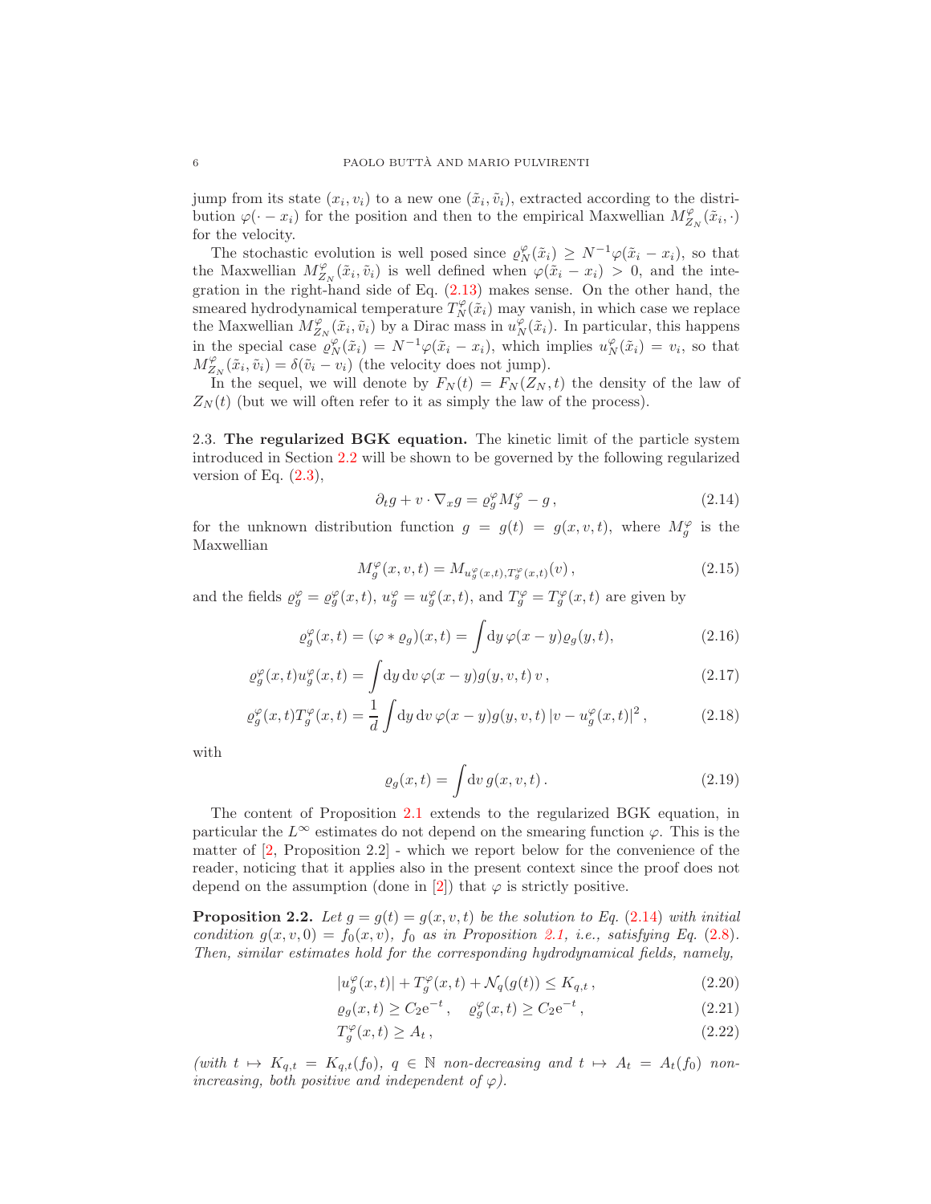jump from its state $(x_i, v_i)$ to a new one $(\tilde{x}_i, \tilde{v}_i)$, extracted according to the distribution $\varphi(\cdot - x_i)$ for the position and then to the empirical Maxwellian $M^\varphi_{Z_N}(\tilde{x}_i, \cdot)$ for the velocity.

The stochastic evolution is well posed since $\varrho^\varphi_N(\tilde{x}_i) \ge N^{-1}\varphi(\tilde{x}_i - x_i)$, so that the Maxwellian $M^\varphi_{Z_N}(\tilde{x}_i, \tilde{v}_i)$ is well defined when $\varphi(\tilde{x}_i - x_i) > 0$, and the integration in the right-hand side of Eq. (2.13) makes sense. On the other hand, the smeared hydrodynamical temperature $T^\varphi_N(\tilde{x}_i)$ may vanish, in which case we replace the Maxwellian $M^\varphi_{Z_N}(\tilde{x}_i, \tilde{v}_i)$ by a Dirac mass in $u^\varphi_N(\tilde{x}_i)$. In particular, this happens in the special case $\varrho^\varphi_N(\tilde{x}_i) = N^{-1}\varphi(\tilde{x}_i - x_i)$, which implies $u^\varphi_N(\tilde{x}_i) = v_i$, so that $M^\varphi_{Z_N}(\tilde{x}_i, \tilde{v}_i) = \delta(\tilde{v}_i - v_i)$ (the velocity does not jump).

In the sequel, we will denote by $F_N(t) = F_N(Z_N, t)$ the density of the law of $Z_N(t)$ (but we will often refer to it as simply the law of the process).

### 2.3. The regularized BGK equation.

The kinetic limit of the particle system introduced in Section 2.2 will be shown to be governed by the following regularized version of Eq. (2.3),

$$\partial_t g + v \cdot \nabla_x g = \varrho^\varphi_g M^\varphi_g - g\,, \tag{2.14}$$

for the unknown distribution function $g = g(t) = g(x, v, t)$, where $M^\varphi_g$ is the Maxwellian

$$M^\varphi_g(x, v, t) = M_{u^\varphi_g(x,t), T^\varphi_g(x,t)}(v)\,, \tag{2.15}$$

and the fields $\varrho^\varphi_g = \varrho^\varphi_g(x, t)$, $u^\varphi_g = u^\varphi_g(x, t)$, and $T^\varphi_g = T^\varphi_g(x, t)$ are given by

$$\varrho^\varphi_g(x, t) = (\varphi * \varrho_g)(x, t) = \int \mathrm{d}y\, \varphi(x - y)\varrho_g(y, t), \tag{2.16}$$

$$\varrho^\varphi_g(x, t) u^\varphi_g(x, t) = \int \mathrm{d}y\, \mathrm{d}v\, \varphi(x - y) g(y, v, t)\, v\,, \tag{2.17}$$

$$\varrho^\varphi_g(x, t) T^\varphi_g(x, t) = \frac{1}{d} \int \mathrm{d}y\, \mathrm{d}v\, \varphi(x - y) g(y, v, t)\, |v - u^\varphi_g(x, t)|^2\,, \tag{2.18}$$

with

$$\varrho_g(x, t) = \int \mathrm{d}v\, g(x, v, t)\,. \tag{2.19}$$

The content of Proposition 2.1 extends to the regularized BGK equation, in particular the $L^\infty$ estimates do not depend on the smearing function $\varphi$. This is the matter of [2, Proposition 2.2] - which we report below for the convenience of the reader, noticing that it applies also in the present context since the proof does not depend on the assumption (done in [2]) that $\varphi$ is strictly positive.

**Proposition 2.2.** *Let $g = g(t) = g(x, v, t)$ be the solution to Eq. (2.14) with initial condition $g(x, v, 0) = f_0(x, v)$, $f_0$ as in Proposition 2.1, i.e., satisfying Eq. (2.8). Then, similar estimates hold for the corresponding hydrodynamical fields, namely,*

$$|u^\varphi_g(x, t)| + T^\varphi_g(x, t) + \mathcal{N}_q(g(t)) \le K_{q,t}\,, \tag{2.20}$$

$$\varrho_g(x, t) \ge C_2 \mathrm{e}^{-t}\,, \quad \varrho^\varphi_g(x, t) \ge C_2 \mathrm{e}^{-t}\,, \tag{2.21}$$

$$T^\varphi_g(x, t) \ge A_t\,, \tag{2.22}$$

*(with $t \mapsto K_{q,t} = K_{q,t}(f_0)$, $q \in \mathbb{N}$ non-decreasing and $t \mapsto A_t = A_t(f_0)$ non-increasing, both positive and independent of $\varphi$).*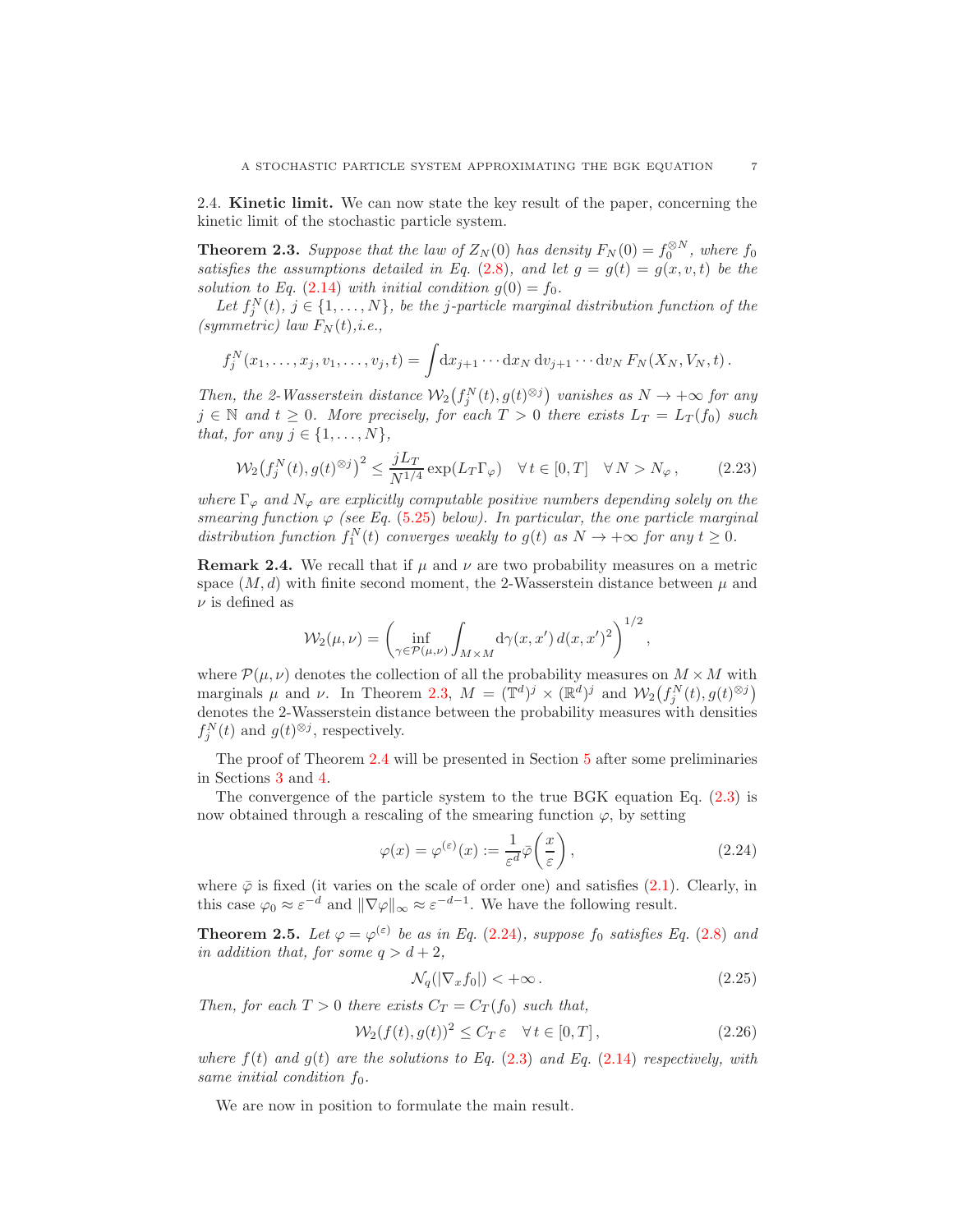2.4. **Kinetic limit.** We can now state the key result of the paper, concerning the kinetic limit of the stochastic particle system.

**Theorem 2.3.** *Suppose that the law of $Z_N(0)$ has density $F_N(0) = f_0^{\otimes N}$, where $f_0$ satisfies the assumptions detailed in Eq. (2.8), and let $g = g(t) = g(x,v,t)$ be the solution to Eq. (2.14) with initial condition $g(0) = f_0$.*

*Let $f_j^N(t)$, $j \in \{1,\dots,N\}$, be the $j$-particle marginal distribution function of the (symmetric) law $F_N(t)$,i.e.,*

$$f_j^N(x_1,\dots,x_j,v_1,\dots,v_j,t) = \int \mathrm{d}x_{j+1}\cdots \mathrm{d}x_N\,\mathrm{d}v_{j+1}\cdots\mathrm{d}v_N\,F_N(X_N,V_N,t)\,.$$

*Then, the 2-Wasserstein distance $\mathcal{W}_2\big(f_j^N(t), g(t)^{\otimes j}\big)$ vanishes as $N\to+\infty$ for any $j\in\mathbb{N}$ and $t\ge 0$. More precisely, for each $T>0$ there exists $L_T = L_T(f_0)$ such that, for any $j\in\{1,\dots,N\}$,*

$$\mathcal{W}_2\big(f_j^N(t), g(t)^{\otimes j}\big)^2 \le \frac{jL_T}{N^{1/4}}\exp(L_T\Gamma_\varphi) \quad \forall\, t\in[0,T] \quad \forall\, N>N_\varphi\,, \tag{2.23}$$

*where $\Gamma_\varphi$ and $N_\varphi$ are explicitly computable positive numbers depending solely on the smearing function $\varphi$ (see Eq. (5.25) below). In particular, the one particle marginal distribution function $f_1^N(t)$ converges weakly to $g(t)$ as $N\to+\infty$ for any $t\ge 0$.*

**Remark 2.4.** We recall that if $\mu$ and $\nu$ are two probability measures on a metric space $(M,d)$ with finite second moment, the 2-Wasserstein distance between $\mu$ and $\nu$ is defined as

$$\mathcal{W}_2(\mu,\nu) = \left(\inf_{\gamma\in\mathcal{P}(\mu,\nu)}\int_{M\times M}\mathrm{d}\gamma(x,x')\,d(x,x')^2\right)^{1/2},$$

where $\mathcal{P}(\mu,\nu)$ denotes the collection of all the probability measures on $M\times M$ with marginals $\mu$ and $\nu$. In Theorem 2.3, $M = (\mathbb{T}^d)^j\times(\mathbb{R}^d)^j$ and $\mathcal{W}_2\big(f_j^N(t), g(t)^{\otimes j}\big)$ denotes the 2-Wasserstein distance between the probability measures with densities $f_j^N(t)$ and $g(t)^{\otimes j}$, respectively.

The proof of Theorem 2.4 will be presented in Section 5 after some preliminaries in Sections 3 and 4.

The convergence of the particle system to the true BGK equation Eq. (2.3) is now obtained through a rescaling of the smearing function $\varphi$, by setting

$$\varphi(x) = \varphi^{(\varepsilon)}(x) := \frac{1}{\varepsilon^d}\bar\varphi\left(\frac{x}{\varepsilon}\right), \tag{2.24}$$

where $\bar\varphi$ is fixed (it varies on the scale of order one) and satisfies (2.1). Clearly, in this case $\varphi_0\approx\varepsilon^{-d}$ and $\|\nabla\varphi\|_\infty\approx\varepsilon^{-d-1}$. We have the following result.

**Theorem 2.5.** *Let $\varphi = \varphi^{(\varepsilon)}$ be as in Eq. (2.24), suppose $f_0$ satisfies Eq. (2.8) and in addition that, for some $q>d+2$,*

$$\mathcal{N}_q(|\nabla_x f_0|) < +\infty\,. \tag{2.25}$$

*Then, for each $T>0$ there exists $C_T = C_T(f_0)$ such that,*

$$\mathcal{W}_2(f(t),g(t))^2 \le C_T\,\varepsilon \quad \forall\, t\in[0,T]\,, \tag{2.26}$$

*where $f(t)$ and $g(t)$ are the solutions to Eq. (2.3) and Eq. (2.14) respectively, with same initial condition $f_0$.*

We are now in position to formulate the main result.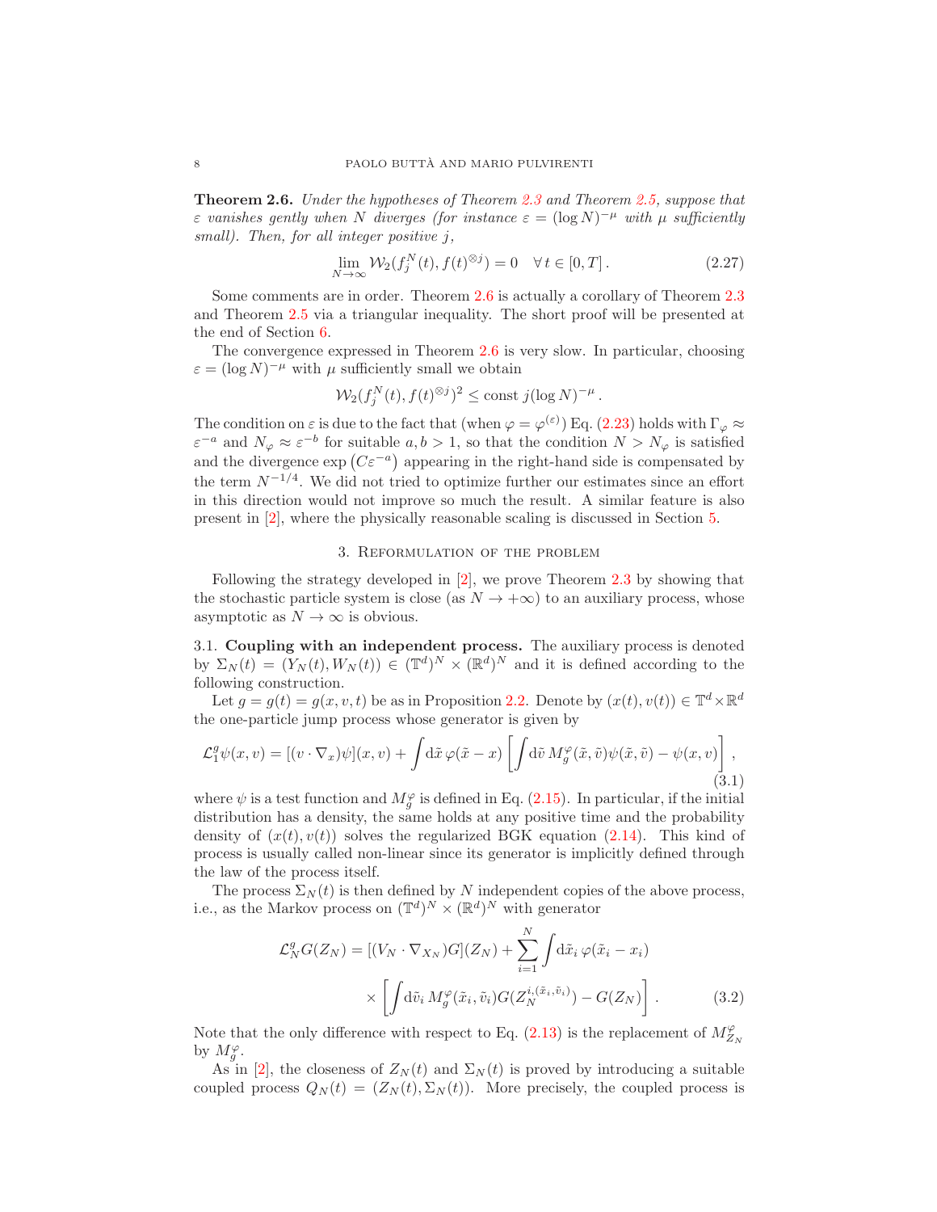**Theorem 2.6.** *Under the hypotheses of Theorem 2.3 and Theorem 2.5, suppose that $\varepsilon$ vanishes gently when $N$ diverges (for instance $\varepsilon = (\log N)^{-\mu}$ with $\mu$ sufficiently small). Then, for all integer positive $j$,*

$$\lim_{N\to\infty} \mathcal{W}_2(f_j^N(t), f(t)^{\otimes j}) = 0 \quad \forall\, t \in [0,T]\,. \tag{2.27}$$

Some comments are in order. Theorem 2.6 is actually a corollary of Theorem 2.3 and Theorem 2.5 via a triangular inequality. The short proof will be presented at the end of Section 6.

The convergence expressed in Theorem 2.6 is very slow. In particular, choosing $\varepsilon = (\log N)^{-\mu}$ with $\mu$ sufficiently small we obtain

$$\mathcal{W}_2(f_j^N(t), f(t)^{\otimes j})^2 \le \text{const}\; j (\log N)^{-\mu}\,.$$

The condition on $\varepsilon$ is due to the fact that (when $\varphi = \varphi^{(\varepsilon)}$) Eq. (2.23) holds with $\Gamma_\varphi \approx \varepsilon^{-a}$ and $N_\varphi \approx \varepsilon^{-b}$ for suitable $a,b > 1$, so that the condition $N > N_\varphi$ is satisfied and the divergence $\exp\left(C\varepsilon^{-a}\right)$ appearing in the right-hand side is compensated by the term $N^{-1/4}$. We did not tried to optimize further our estimates since an effort in this direction would not improve so much the result. A similar feature is also present in [2], where the physically reasonable scaling is discussed in Section 5.

## 3. Reformulation of the problem

Following the strategy developed in [2], we prove Theorem 2.3 by showing that the stochastic particle system is close (as $N \to +\infty$) to an auxiliary process, whose asymptotic as $N \to \infty$ is obvious.

### 3.1. Coupling with an independent process.

The auxiliary process is denoted by $\Sigma_N(t) = (Y_N(t), W_N(t)) \in (\mathbb{T}^d)^N \times (\mathbb{R}^d)^N$ and it is defined according to the following construction.

Let $g = g(t) = g(x,v,t)$ be as in Proposition 2.2. Denote by $(x(t), v(t)) \in \mathbb{T}^d \times \mathbb{R}^d$ the one-particle jump process whose generator is given by

$$\mathcal{L}_1^g \psi(x,v) = [(v\cdot\nabla_x)\psi](x,v) + \int \mathrm{d}\tilde{x}\, \varphi(\tilde{x}-x) \left[\int \mathrm{d}\tilde{v}\, M_g^\varphi(\tilde{x},\tilde{v})\psi(\tilde{x},\tilde{v}) - \psi(x,v)\right], \tag{3.1}$$

where $\psi$ is a test function and $M_g^\varphi$ is defined in Eq. (2.15). In particular, if the initial distribution has a density, the same holds at any positive time and the probability density of $(x(t), v(t))$ solves the regularized BGK equation (2.14). This kind of process is usually called non-linear since its generator is implicitly defined through the law of the process itself.

The process $\Sigma_N(t)$ is then defined by $N$ independent copies of the above process, i.e., as the Markov process on $(\mathbb{T}^d)^N \times (\mathbb{R}^d)^N$ with generator

$$\begin{aligned}\mathcal{L}_N^g G(Z_N) = [(V_N\cdot\nabla_{X_N})G](Z_N) + \sum_{i=1}^N \int \mathrm{d}\tilde{x}_i\, \varphi(\tilde{x}_i - x_i) \\ \times \left[\int \mathrm{d}\tilde{v}_i\, M_g^\varphi(\tilde{x}_i,\tilde{v}_i) G(Z_N^{i,(\tilde{x}_i,\tilde{v}_i)}) - G(Z_N)\right].\end{aligned} \tag{3.2}$$

Note that the only difference with respect to Eq. (2.13) is the replacement of $M_{Z_N}^\varphi$ by $M_g^\varphi$.

As in [2], the closeness of $Z_N(t)$ and $\Sigma_N(t)$ is proved by introducing a suitable coupled process $Q_N(t) = (Z_N(t), \Sigma_N(t))$. More precisely, the coupled process is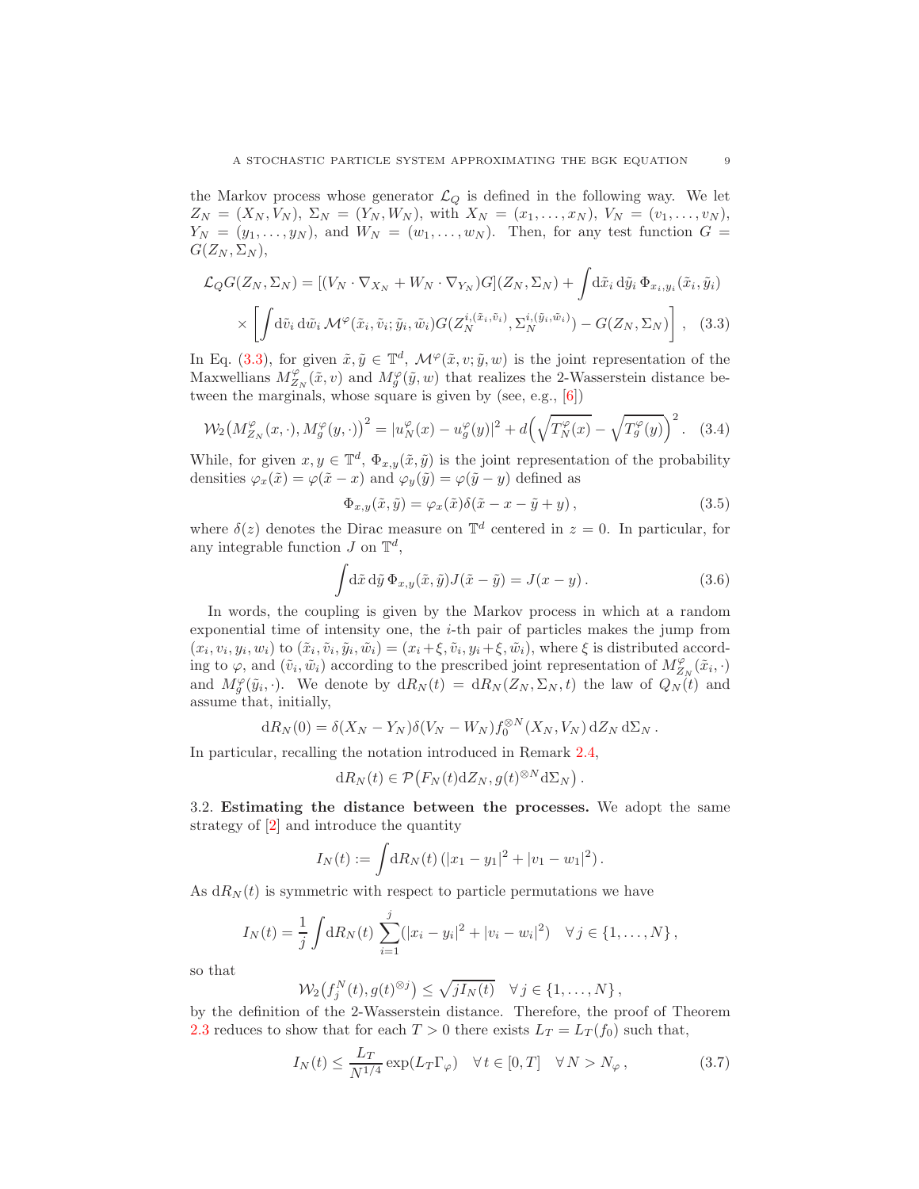the Markov process whose generator $\mathcal{L}_Q$ is defined in the following way. We let $Z_N = (X_N, V_N)$, $\Sigma_N = (Y_N, W_N)$, with $X_N = (x_1, \dots, x_N)$, $V_N = (v_1, \dots, v_N)$, $Y_N = (y_1, \dots, y_N)$, and $W_N = (w_1, \dots, w_N)$. Then, for any test function $G = G(Z_N, \Sigma_N)$,

$$
\begin{aligned}
\mathcal{L}_Q G(Z_N, \Sigma_N) &= [(V_N \cdot \nabla_{X_N} + W_N \cdot \nabla_{Y_N})G](Z_N, \Sigma_N) + \int \mathrm{d}\tilde{x}_i \, \mathrm{d}\tilde{y}_i \, \Phi_{x_i, y_i}(\tilde{x}_i, \tilde{y}_i) \\
&\times \left[ \int \mathrm{d}\tilde{v}_i \, \mathrm{d}\tilde{w}_i \, \mathcal{M}^\varphi(\tilde{x}_i, \tilde{v}_i; \tilde{y}_i, \tilde{w}_i) G(Z_N^{i,(\tilde{x}_i, \tilde{v}_i)}, \Sigma_N^{i,(\tilde{y}_i, \tilde{w}_i)}) - G(Z_N, \Sigma_N) \right], \quad (3.3)
\end{aligned}
$$

In Eq. (3.3), for given $\tilde{x}, \tilde{y} \in \mathbb{T}^d$, $\mathcal{M}^\varphi(\tilde{x}, v; \tilde{y}, w)$ is the joint representation of the Maxwellians $M^\varphi_{Z_N}(\tilde{x}, v)$ and $M^\varphi_g(\tilde{y}, w)$ that realizes the 2-Wasserstein distance between the marginals, whose square is given by (see, e.g., [6])

$$
\mathcal{W}_2\big(M^\varphi_{Z_N}(x, \cdot), M^\varphi_g(y, \cdot)\big)^2 = |u^\varphi_N(x) - u^\varphi_g(y)|^2 + d\Big(\sqrt{T^\varphi_N(x)} - \sqrt{T^\varphi_g(y)}\Big)^2. \quad (3.4)
$$

While, for given $x, y \in \mathbb{T}^d$, $\Phi_{x,y}(\tilde{x}, \tilde{y})$ is the joint representation of the probability densities $\varphi_x(\tilde{x}) = \varphi(\tilde{x} - x)$ and $\varphi_y(\tilde{y}) = \varphi(\tilde{y} - y)$ defined as

$$
\Phi_{x,y}(\tilde{x}, \tilde{y}) = \varphi_x(\tilde{x}) \delta(\tilde{x} - x - \tilde{y} + y), \quad (3.5)
$$

where $\delta(z)$ denotes the Dirac measure on $\mathbb{T}^d$ centered in $z = 0$. In particular, for any integrable function $J$ on $\mathbb{T}^d$,

$$
\int \mathrm{d}\tilde{x} \, \mathrm{d}\tilde{y} \, \Phi_{x,y}(\tilde{x}, \tilde{y}) J(\tilde{x} - \tilde{y}) = J(x - y). \quad (3.6)
$$

In words, the coupling is given by the Markov process in which at a random exponential time of intensity one, the $i$-th pair of particles makes the jump from $(x_i, v_i, y_i, w_i)$ to $(\tilde{x}_i, \tilde{v}_i, \tilde{y}_i, \tilde{w}_i) = (x_i + \xi, \tilde{v}_i, y_i + \xi, \tilde{w}_i)$, where $\xi$ is distributed according to $\varphi$, and $(\tilde{v}_i, \tilde{w}_i)$ according to the prescribed joint representation of $M^\varphi_{Z_N}(\tilde{x}_i, \cdot)$ and $M^\varphi_g(\tilde{y}_i, \cdot)$. We denote by $\mathrm{d}R_N(t) = \mathrm{d}R_N(Z_N, \Sigma_N, t)$ the law of $Q_N(t)$ and assume that, initially,

$$
\mathrm{d}R_N(0) = \delta(X_N - Y_N)\delta(V_N - W_N) f_0^{\otimes N}(X_N, V_N) \, \mathrm{d}Z_N \, \mathrm{d}\Sigma_N .
$$

In particular, recalling the notation introduced in Remark 2.4,

$$
\mathrm{d}R_N(t) \in \mathcal{P}\big(F_N(t) \mathrm{d}Z_N, g(t)^{\otimes N} \mathrm{d}\Sigma_N\big).
$$

**3.2. Estimating the distance between the processes.** We adopt the same strategy of [2] and introduce the quantity

$$
I_N(t) := \int \mathrm{d}R_N(t) \, (|x_1 - y_1|^2 + |v_1 - w_1|^2).
$$

As $\mathrm{d}R_N(t)$ is symmetric with respect to particle permutations we have

$$
I_N(t) = \frac{1}{j} \int \mathrm{d}R_N(t) \sum_{i=1}^{j} (|x_i - y_i|^2 + |v_i - w_i|^2) \quad \forall\, j \in \{1, \dots, N\},
$$

so that

$$
\mathcal{W}_2\big(f^N_j(t), g(t)^{\otimes j}\big) \le \sqrt{j I_N(t)} \quad \forall\, j \in \{1, \dots, N\},
$$

by the definition of the 2-Wasserstein distance. Therefore, the proof of Theorem 2.3 reduces to show that for each $T > 0$ there exists $L_T = L_T(f_0)$ such that,

$$
I_N(t) \le \frac{L_T}{N^{1/4}} \exp(L_T \Gamma_\varphi) \quad \forall\, t \in [0, T] \quad \forall\, N > N_\varphi, \quad (3.7)
$$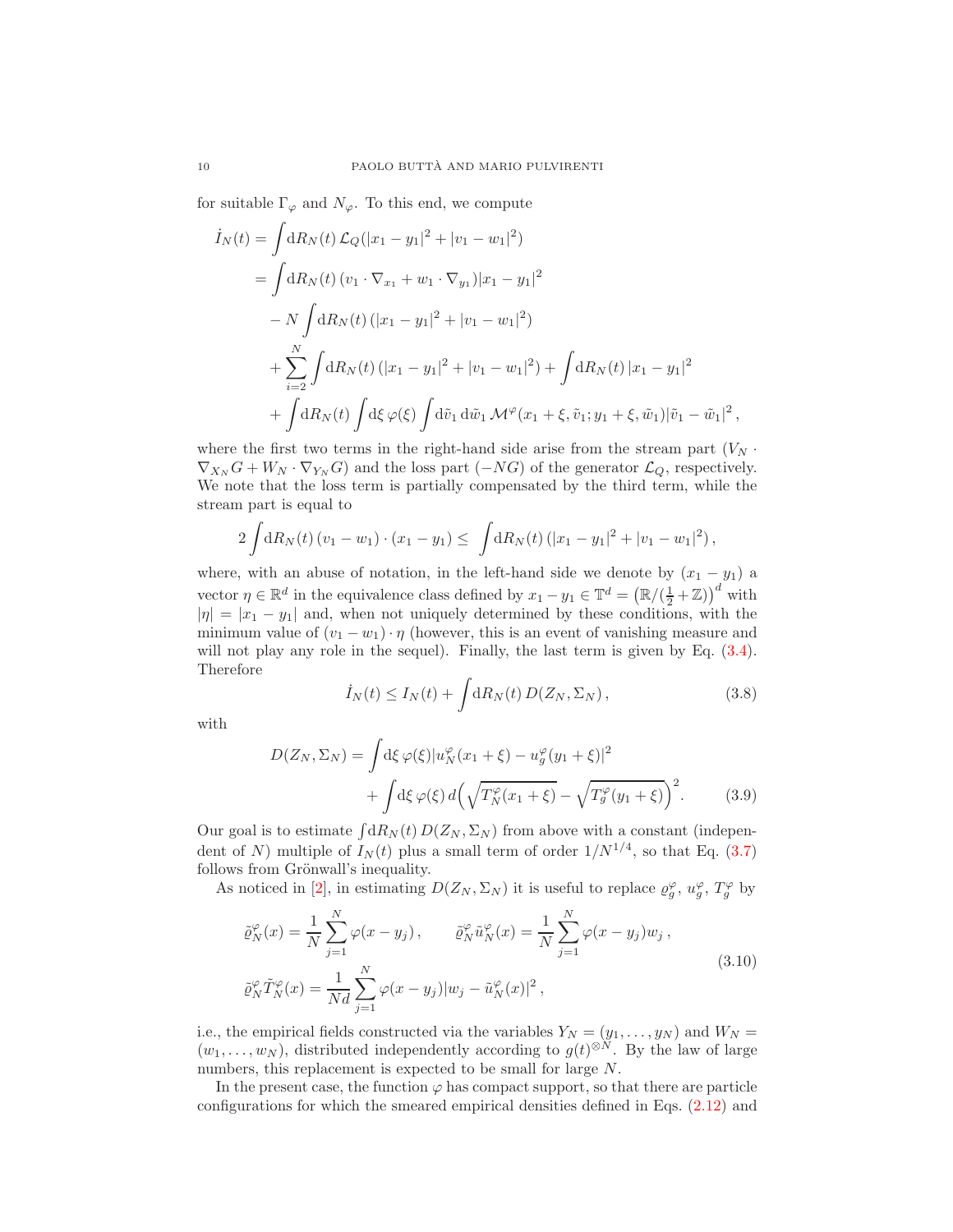for suitable $\Gamma_\varphi$ and $N_\varphi$. To this end, we compute

$$
\begin{aligned}
\dot I_N(t) &= \int \mathrm{d}R_N(t)\, \mathcal{L}_Q(|x_1-y_1|^2 + |v_1-w_1|^2) \\
&= \int \mathrm{d}R_N(t)\, (v_1\cdot\nabla_{x_1} + w_1\cdot\nabla_{y_1})|x_1-y_1|^2 \\
&\quad - N\int \mathrm{d}R_N(t)\, (|x_1-y_1|^2 + |v_1-w_1|^2) \\
&\quad + \sum_{i=2}^N \int \mathrm{d}R_N(t)\, (|x_1-y_1|^2 + |v_1-w_1|^2) + \int \mathrm{d}R_N(t)\, |x_1-y_1|^2 \\
&\quad + \int \mathrm{d}R_N(t) \int \mathrm{d}\xi\, \varphi(\xi) \int \mathrm{d}\tilde v_1\, \mathrm{d}\tilde w_1\, \mathcal{M}^\varphi(x_1+\xi,\tilde v_1; y_1+\xi,\tilde w_1)|\tilde v_1 - \tilde w_1|^2\,,
\end{aligned}
$$

where the first two terms in the right-hand side arise from the stream part ($V_N\cdot\nabla_{X_N}G + W_N\cdot\nabla_{Y_N}G$) and the loss part ($-NG$) of the generator $\mathcal{L}_Q$, respectively. We note that the loss term is partially compensated by the third term, while the stream part is equal to

$$
2\int \mathrm{d}R_N(t)\, (v_1-w_1)\cdot(x_1-y_1) \le \int \mathrm{d}R_N(t)\, (|x_1-y_1|^2 + |v_1-w_1|^2)\,,
$$

where, with an abuse of notation, in the left-hand side we denote by $(x_1-y_1)$ a vector $\eta\in\mathbb{R}^d$ in the equivalence class defined by $x_1-y_1\in\mathbb{T}^d = \big(\mathbb{R}/(\frac12+\mathbb{Z})\big)^d$ with $|\eta| = |x_1-y_1|$ and, when not uniquely determined by these conditions, with the minimum value of $(v_1-w_1)\cdot\eta$ (however, this is an event of vanishing measure and will not play any role in the sequel). Finally, the last term is given by Eq. (3.4). Therefore

$$
\dot I_N(t) \le I_N(t) + \int \mathrm{d}R_N(t)\, D(Z_N,\Sigma_N)\,, \tag{3.8}
$$

with

$$
\begin{aligned}
D(Z_N,\Sigma_N) &= \int \mathrm{d}\xi\, \varphi(\xi)|u_N^\varphi(x_1+\xi) - u_g^\varphi(y_1+\xi)|^2 \\
&\quad + \int \mathrm{d}\xi\, \varphi(\xi)\, d\Big(\sqrt{T_N^\varphi(x_1+\xi)} - \sqrt{T_g^\varphi(y_1+\xi)}\Big)^2.
\end{aligned} \tag{3.9}
$$

Our goal is to estimate $\int \mathrm{d}R_N(t)\, D(Z_N,\Sigma_N)$ from above with a constant (independent of $N$) multiple of $I_N(t)$ plus a small term of order $1/N^{1/4}$, so that Eq. (3.7) follows from Grönwall's inequality.

As noticed in [2], in estimating $D(Z_N,\Sigma_N)$ it is useful to replace $\varrho_g^\varphi$, $u_g^\varphi$, $T_g^\varphi$ by

$$
\begin{aligned}
&\tilde\varrho_N^\varphi(x) = \frac1N \sum_{j=1}^N \varphi(x-y_j)\,, \qquad \tilde\varrho_N^\varphi \tilde u_N^\varphi(x) = \frac1N\sum_{j=1}^N \varphi(x-y_j) w_j\,, \\
&\tilde\varrho_N^\varphi \tilde T_N^\varphi(x) = \frac{1}{Nd}\sum_{j=1}^N \varphi(x-y_j)|w_j - \tilde u_N^\varphi(x)|^2\,,
\end{aligned} \tag{3.10}
$$

i.e., the empirical fields constructed via the variables $Y_N = (y_1,\dots,y_N)$ and $W_N = (w_1,\dots,w_N)$, distributed independently according to $g(t)^{\otimes N}$. By the law of large numbers, this replacement is expected to be small for large $N$.

In the present case, the function $\varphi$ has compact support, so that there are particle configurations for which the smeared empirical densities defined in Eqs. (2.12) and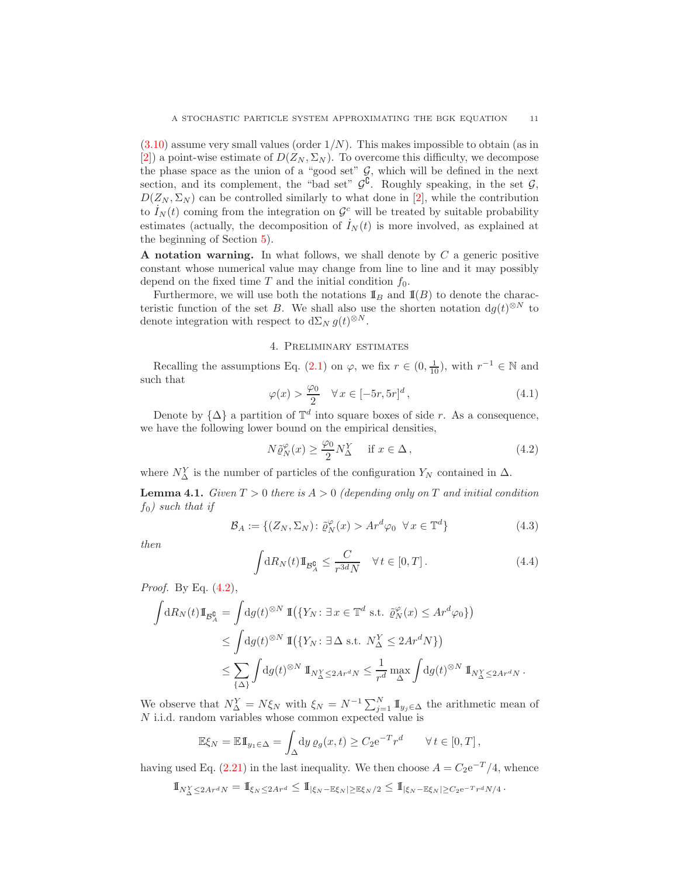(3.10) assume very small values (order $1/N$). This makes impossible to obtain (as in [2]) a point-wise estimate of $D(Z_N, \Sigma_N)$. To overcome this difficulty, we decompose the phase space as the union of a "good set" $\mathcal{G}$, which will be defined in the next section, and its complement, the "bad set" $\mathcal{G}^{\complement}$. Roughly speaking, in the set $\mathcal{G}$, $D(Z_N, \Sigma_N)$ can be controlled similarly to what done in [2], while the contribution to $\dot I_N(t)$ coming from the integration on $\mathcal{G}^c$ will be treated by suitable probability estimates (actually, the decomposition of $\dot I_N(t)$ is more involved, as explained at the beginning of Section 5).

**A notation warning.** In what follows, we shall denote by $C$ a generic positive constant whose numerical value may change from line to line and it may possibly depend on the fixed time $T$ and the initial condition $f_0$.

Furthermore, we will use both the notations $\mathbb{1}_B$ and $\mathbb{1}(B)$ to denote the characteristic function of the set $B$. We shall also use the shorten notation $\mathrm{d}g(t)^{\otimes N}$ to denote integration with respect to $\mathrm{d}\Sigma_N\, g(t)^{\otimes N}$.

## 4. Preliminary estimates

Recalling the assumptions Eq. (2.1) on $\varphi$, we fix $r \in (0, \frac{1}{10})$, with $r^{-1} \in \mathbb{N}$ and such that

$$\varphi(x) > \frac{\varphi_0}{2} \quad \forall\, x \in [-5r, 5r]^d\,, \tag{4.1}$$

Denote by $\{\Delta\}$ a partition of $\mathbb{T}^d$ into square boxes of side $r$. As a consequence, we have the following lower bound on the empirical densities,

$$N\tilde\varrho_N^{\varphi}(x) \ge \frac{\varphi_0}{2} N_\Delta^Y \quad \text{ if } x \in \Delta\,, \tag{4.2}$$

where $N_\Delta^Y$ is the number of particles of the configuration $Y_N$ contained in $\Delta$.

**Lemma 4.1.** *Given $T > 0$ there is $A > 0$ (depending only on $T$ and initial condition $f_0$) such that if*

$$\mathcal{B}_A := \{(Z_N, \Sigma_N) \colon \tilde\varrho_N^{\varphi}(x) > A r^d \varphi_0 \;\; \forall\, x \in \mathbb{T}^d\} \tag{4.3}$$

*then*

$$\int \mathrm{d}R_N(t) \mathbb{1}_{\mathcal{B}_A^{\complement}} \le \frac{C}{r^{3d} N} \quad \forall\, t \in [0,T]\,. \tag{4.4}$$

*Proof.* By Eq. (4.2),

$$\begin{aligned}
\int \mathrm{d}R_N(t) \mathbb{1}_{\mathcal{B}_A^{\complement}} &= \int \mathrm{d}g(t)^{\otimes N}\, \mathbb{1}\big(\{Y_N \colon \exists\, x \in \mathbb{T}^d \text{ s.t. } \tilde\varrho_N^{\varphi}(x) \le A r^d \varphi_0\}\big) \\
&\le \int \mathrm{d}g(t)^{\otimes N}\, \mathbb{1}\big(\{Y_N \colon \exists\, \Delta \text{ s.t. } N_\Delta^Y \le 2 A r^d N\}\big) \\
&\le \sum_{\{\Delta\}} \int \mathrm{d}g(t)^{\otimes N}\, \mathbb{1}_{N_\Delta^Y \le 2Ar^dN} \le \frac{1}{r^d} \max_\Delta \int \mathrm{d}g(t)^{\otimes N}\, \mathbb{1}_{N_\Delta^Y \le 2Ar^dN}\,.
\end{aligned}$$

We observe that $N_\Delta^Y = N\xi_N$ with $\xi_N = N^{-1}\sum_{j=1}^N \mathbb{1}_{y_j \in \Delta}$ the arithmetic mean of $N$ i.i.d. random variables whose common expected value is

$$\mathbb{E}\xi_N = \mathbb{E}\mathbb{1}_{y_1 \in \Delta} = \int_\Delta \mathrm{d}y\, \varrho_g(x,t) \ge C_2 \mathrm{e}^{-T} r^d \qquad \forall\, t \in [0,T]\,,$$

having used Eq. (2.21) in the last inequality. We then choose $A = C_2 \mathrm{e}^{-T}/4$, whence

$$\mathbb{1}_{N_\Delta^Y \le 2Ar^dN} = \mathbb{1}_{\xi_N \le 2Ar^d} \le \mathbb{1}_{|\xi_N - \mathbb{E}\xi_N| \ge \mathbb{E}\xi_N/2} \le \mathbb{1}_{|\xi_N - \mathbb{E}\xi_N| \ge C_2 \mathrm{e}^{-T} r^d N/4}\,.$$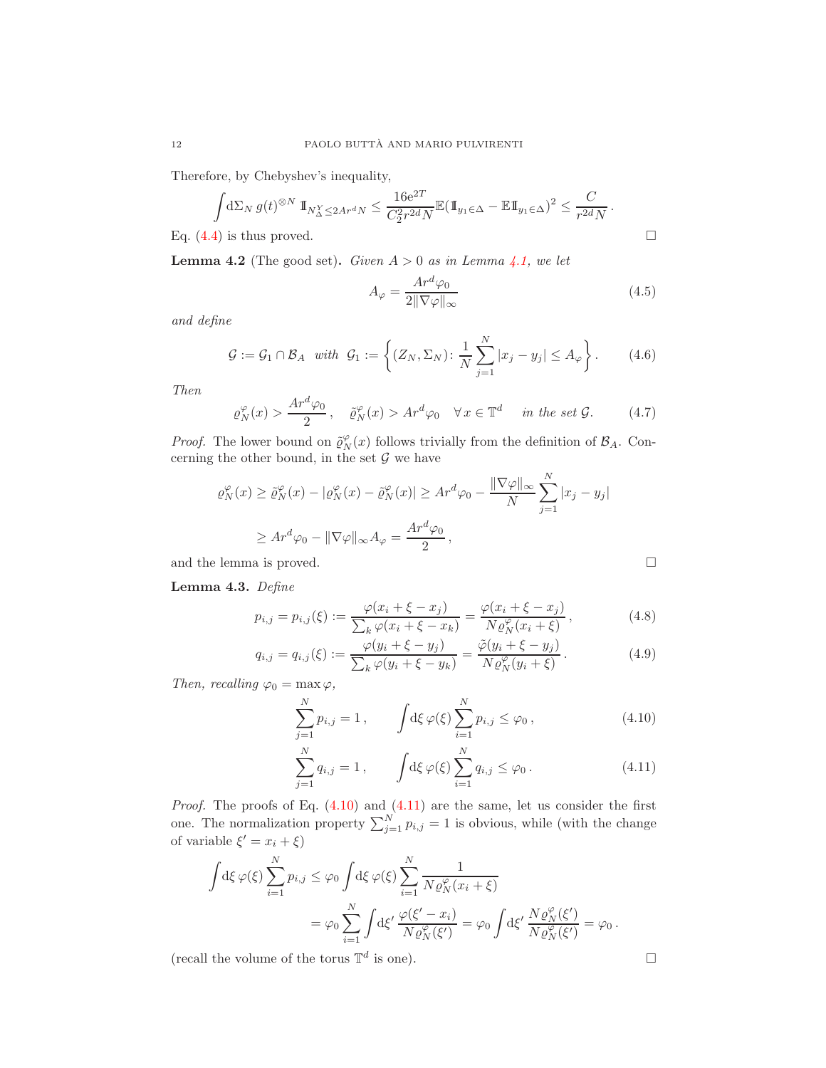Therefore, by Chebyshev's inequality,

$$\int \mathrm{d}\Sigma_N\, g(t)^{\otimes N}\, \mathbb{I}_{N_\Delta^Y \le 2Ar^d N} \le \frac{16\mathrm{e}^{2T}}{C_2^2 r^{2d} N}\mathbb{E}(\mathbb{I}_{y_1\in\Delta} - \mathbb{E}\mathbb{I}_{y_1\in\Delta})^2 \le \frac{C}{r^{2d}N}\,.$$

Eq. (4.4) is thus proved. □

**Lemma 4.2** (The good set)**.** *Given $A > 0$ as in Lemma 4.1, we let*

$$A_\varphi = \frac{Ar^d\varphi_0}{2\|\nabla\varphi\|_\infty} \tag{4.5}$$

*and define*

$$\mathcal{G} := \mathcal{G}_1 \cap \mathcal{B}_A \quad \text{with} \quad \mathcal{G}_1 := \left\{(Z_N,\Sigma_N)\colon \frac{1}{N}\sum_{j=1}^N |x_j - y_j| \le A_\varphi\right\}. \tag{4.6}$$

*Then*

$$\varrho_N^\varphi(x) > \frac{Ar^d\varphi_0}{2}\,, \quad \tilde\varrho_N^\varphi(x) > Ar^d\varphi_0 \quad \forall\, x\in\mathbb{T}^d \quad \text{in the set } \mathcal{G}. \tag{4.7}$$

*Proof.* The lower bound on $\tilde\varrho_N^\varphi(x)$ follows trivially from the definition of $\mathcal{B}_A$. Concerning the other bound, in the set $\mathcal{G}$ we have

$$\begin{aligned}
\varrho_N^\varphi(x) &\ge \tilde\varrho_N^\varphi(x) - |\varrho_N^\varphi(x) - \tilde\varrho_N^\varphi(x)| \ge Ar^d\varphi_0 - \frac{\|\nabla\varphi\|_\infty}{N}\sum_{j=1}^N |x_j - y_j| \\
&\ge Ar^d\varphi_0 - \|\nabla\varphi\|_\infty A_\varphi = \frac{Ar^d\varphi_0}{2}\,,
\end{aligned}$$

and the lemma is proved. □

**Lemma 4.3.** *Define*

$$p_{i,j} = p_{i,j}(\xi) := \frac{\varphi(x_i+\xi-x_j)}{\sum_k \varphi(x_i+\xi-x_k)} = \frac{\varphi(x_i+\xi-x_j)}{N\varrho_N^\varphi(x_i+\xi)}\,, \tag{4.8}$$

$$q_{i,j} = q_{i,j}(\xi) := \frac{\varphi(y_i+\xi-y_j)}{\sum_k \varphi(y_i+\xi-y_k)} = \frac{\tilde\varphi(y_i+\xi-y_j)}{N\varrho_N^\varphi(y_i+\xi)}\,. \tag{4.9}$$

*Then, recalling $\varphi_0 = \max\varphi$,*

$$\sum_{j=1}^N p_{i,j} = 1\,, \qquad \int \mathrm{d}\xi\, \varphi(\xi)\sum_{i=1}^N p_{i,j} \le \varphi_0\,, \tag{4.10}$$

$$\sum_{j=1}^N q_{i,j} = 1\,, \qquad \int \mathrm{d}\xi\, \varphi(\xi)\sum_{i=1}^N q_{i,j} \le \varphi_0\,. \tag{4.11}$$

*Proof.* The proofs of Eq. (4.10) and (4.11) are the same, let us consider the first one. The normalization property $\sum_{j=1}^N p_{i,j} = 1$ is obvious, while (with the change of variable $\xi' = x_i + \xi$)

$$\begin{aligned}
\int \mathrm{d}\xi\, \varphi(\xi)\sum_{i=1}^N p_{i,j} &\le \varphi_0 \int \mathrm{d}\xi\, \varphi(\xi)\sum_{i=1}^N \frac{1}{N\varrho_N^\varphi(x_i+\xi)} \\
&= \varphi_0 \sum_{i=1}^N \int \mathrm{d}\xi'\, \frac{\varphi(\xi'-x_i)}{N\varrho_N^\varphi(\xi')} = \varphi_0 \int \mathrm{d}\xi'\, \frac{N\varrho_N^\varphi(\xi')}{N\varrho_N^\varphi(\xi')} = \varphi_0\,.
\end{aligned}$$

(recall the volume of the torus $\mathbb{T}^d$ is one). □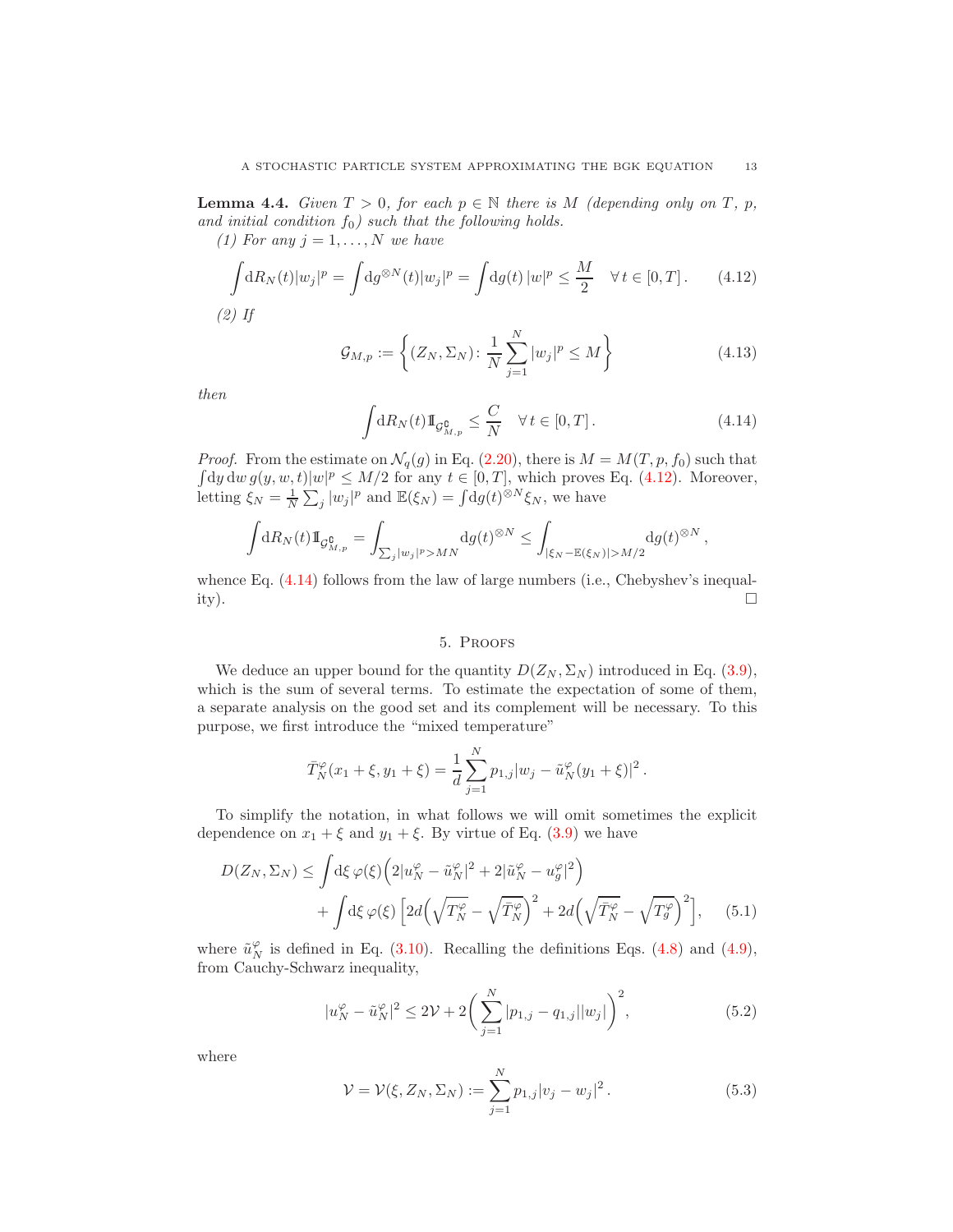**Lemma 4.4.** *Given $T > 0$, for each $p \in \mathbb{N}$ there is $M$ (depending only on $T$, $p$, and initial condition $f_0$) such that the following holds.*

*(1) For any $j = 1, \dots, N$ we have*

$$\int \mathrm{d}R_N(t)|w_j|^p = \int \mathrm{d}g^{\otimes N}(t)|w_j|^p = \int \mathrm{d}g(t)\,|w|^p \le \frac{M}{2} \quad \forall\, t \in [0,T]\,. \tag{4.12}$$

*(2) If*

$$\mathcal{G}_{M,p} := \left\{ (Z_N, \Sigma_N) \colon \frac{1}{N}\sum_{j=1}^N |w_j|^p \le M \right\} \tag{4.13}$$

*then*

$$\int \mathrm{d}R_N(t) \mathbb{1}_{\mathcal{G}_{M,p}^{\complement}} \le \frac{C}{N} \quad \forall\, t \in [0,T]\,. \tag{4.14}$$

*Proof.* From the estimate on $\mathcal{N}_q(g)$ in Eq. (2.20), there is $M = M(T,p,f_0)$ such that $\int \mathrm{d}y\,\mathrm{d}w\, g(y,w,t)|w|^p \le M/2$ for any $t \in [0,T]$, which proves Eq. (4.12). Moreover, letting $\xi_N = \frac{1}{N}\sum_j |w_j|^p$ and $\mathbb{E}(\xi_N) = \int \mathrm{d}g(t)^{\otimes N}\xi_N$, we have

$$\int \mathrm{d}R_N(t)\mathbb{1}_{\mathcal{G}_{M,p}^{\complement}} = \int_{\sum_j |w_j|^p > MN} \mathrm{d}g(t)^{\otimes N} \le \int_{|\xi_N - \mathbb{E}(\xi_N)| > M/2} \mathrm{d}g(t)^{\otimes N}\,,$$

whence Eq. (4.14) follows from the law of large numbers (i.e., Chebyshev's inequality). $\square$

## 5. Proofs

We deduce an upper bound for the quantity $D(Z_N, \Sigma_N)$ introduced in Eq. (3.9), which is the sum of several terms. To estimate the expectation of some of them, a separate analysis on the good set and its complement will be necessary. To this purpose, we first introduce the "mixed temperature"

$$\bar{T}_N^\varphi(x_1 + \xi, y_1 + \xi) = \frac{1}{d}\sum_{j=1}^N p_{1,j}|w_j - \tilde{u}_N^\varphi(y_1 + \xi)|^2\,.$$

To simplify the notation, in what follows we will omit sometimes the explicit dependence on $x_1 + \xi$ and $y_1 + \xi$. By virtue of Eq. (3.9) we have

$$\begin{aligned} D(Z_N, \Sigma_N) \le & \int \mathrm{d}\xi\, \varphi(\xi)\Big(2|u_N^\varphi - \tilde{u}_N^\varphi|^2 + 2|\tilde{u}_N^\varphi - u_g^\varphi|^2\Big) \\ & + \int \mathrm{d}\xi\, \varphi(\xi)\left[2d\Big(\sqrt{T_N^\varphi} - \sqrt{\bar{T}_N^\varphi}\Big)^2 + 2d\Big(\sqrt{\bar{T}_N^\varphi} - \sqrt{T_g^\varphi}\Big)^2\right], \end{aligned} \tag{5.1}$$

where $\tilde{u}_N^\varphi$ is defined in Eq. (3.10). Recalling the definitions Eqs. (4.8) and (4.9), from Cauchy-Schwarz inequality,

$$|u_N^\varphi - \tilde{u}_N^\varphi|^2 \le 2\mathcal{V} + 2\bigg(\sum_{j=1}^N |p_{1,j} - q_{1,j}||w_j|\bigg)^2, \tag{5.2}$$

where

$$\mathcal{V} = \mathcal{V}(\xi, Z_N, \Sigma_N) := \sum_{j=1}^N p_{1,j}|v_j - w_j|^2\,. \tag{5.3}$$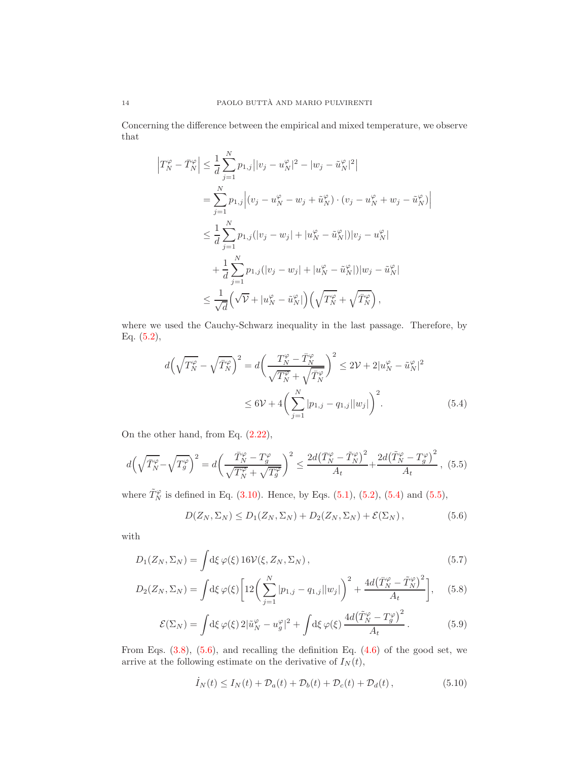Concerning the difference between the empirical and mixed temperature, we observe that

$$
\begin{aligned}
\Big|T_N^\varphi - \bar T_N^\varphi\Big| &\le \frac{1}{d}\sum_{j=1}^N p_{1,j}\big||v_j - u_N^\varphi|^2 - |w_j - \tilde u_N^\varphi|^2\big| \\
&= \sum_{j=1}^N p_{1,j}\Big|(v_j - u_N^\varphi - w_j + \tilde u_N^\varphi)\cdot(v_j - u_N^\varphi + w_j - \tilde u_N^\varphi)\Big| \\
&\le \frac{1}{d}\sum_{j=1}^N p_{1,j}(|v_j - w_j| + |u_N^\varphi - \tilde u_N^\varphi|)|v_j - u_N^\varphi| \\
&\quad + \frac{1}{d}\sum_{j=1}^N p_{1,j}(|v_j - w_j| + |u_N^\varphi - \tilde u_N^\varphi|)|w_j - \tilde u_N^\varphi| \\
&\le \frac{1}{\sqrt d}\Big(\sqrt{\mathcal V} + |u_N^\varphi - \tilde u_N^\varphi|\Big)\Big(\sqrt{T_N^\varphi} + \sqrt{\bar T_N^\varphi}\Big)\,,
\end{aligned}
$$

where we used the Cauchy-Schwarz inequality in the last passage. Therefore, by Eq. (5.2),

$$
\begin{aligned}
d\Big(\sqrt{T_N^\varphi} - \sqrt{\bar T_N^\varphi}\Big)^2 = d\bigg(\frac{T_N^\varphi - \bar T_N^\varphi}{\sqrt{T_N^\varphi} + \sqrt{\bar T_N^\varphi}}\bigg)^2 &\le 2\mathcal V + 2|u_N^\varphi - \tilde u_N^\varphi|^2 \\
&\le 6\mathcal V + 4\bigg(\sum_{j=1}^N |p_{1,j} - q_{1,j}||w_j|\bigg)^2. \qquad (5.4)
\end{aligned}
$$

On the other hand, from Eq. (2.22),

$$
d\Big(\sqrt{\bar T_N^\varphi} - \sqrt{T_g^\varphi}\Big)^2 = d\bigg(\frac{\bar T_N^\varphi - T_g^\varphi}{\sqrt{\bar T_N^\varphi} + \sqrt{T_g^\varphi}}\bigg)^2 \le \frac{2d\big(\bar T_N^\varphi - \tilde T_N^\varphi\big)^2}{A_t} + \frac{2d\big(\tilde T_N^\varphi - T_g^\varphi\big)^2}{A_t}\,, \qquad (5.5)
$$

where $\tilde T_N^\varphi$ is defined in Eq. (3.10). Hence, by Eqs. (5.1), (5.2), (5.4) and (5.5),

$$
D(Z_N,\Sigma_N) \le D_1(Z_N,\Sigma_N) + D_2(Z_N,\Sigma_N) + \mathcal E(\Sigma_N)\,, \qquad (5.6)
$$

with

$$
D_1(Z_N,\Sigma_N) = \int \mathrm d\xi\,\varphi(\xi)\,16\mathcal V(\xi, Z_N,\Sigma_N)\,, \qquad (5.7)
$$

$$
D_2(Z_N,\Sigma_N) = \int \mathrm d\xi\,\varphi(\xi)\bigg[12\bigg(\sum_{j=1}^N |p_{1,j} - q_{1,j}||w_j|\bigg)^2 + \frac{4d\big(\bar T_N^\varphi - \tilde T_N^\varphi\big)^2}{A_t}\bigg], \qquad (5.8)
$$

$$
\mathcal E(\Sigma_N) = \int \mathrm d\xi\,\varphi(\xi)\,2|\tilde u_N^\varphi - u_g^\varphi|^2 + \int \mathrm d\xi\,\varphi(\xi)\,\frac{4d\big(\tilde T_N^\varphi - T_g^\varphi\big)^2}{A_t}\,. \qquad (5.9)
$$

From Eqs. (3.8), (5.6), and recalling the definition Eq. (4.6) of the good set, we arrive at the following estimate on the derivative of $I_N(t)$,

$$
\dot I_N(t) \le I_N(t) + \mathcal D_a(t) + \mathcal D_b(t) + \mathcal D_c(t) + \mathcal D_d(t)\,, \qquad (5.10)
$$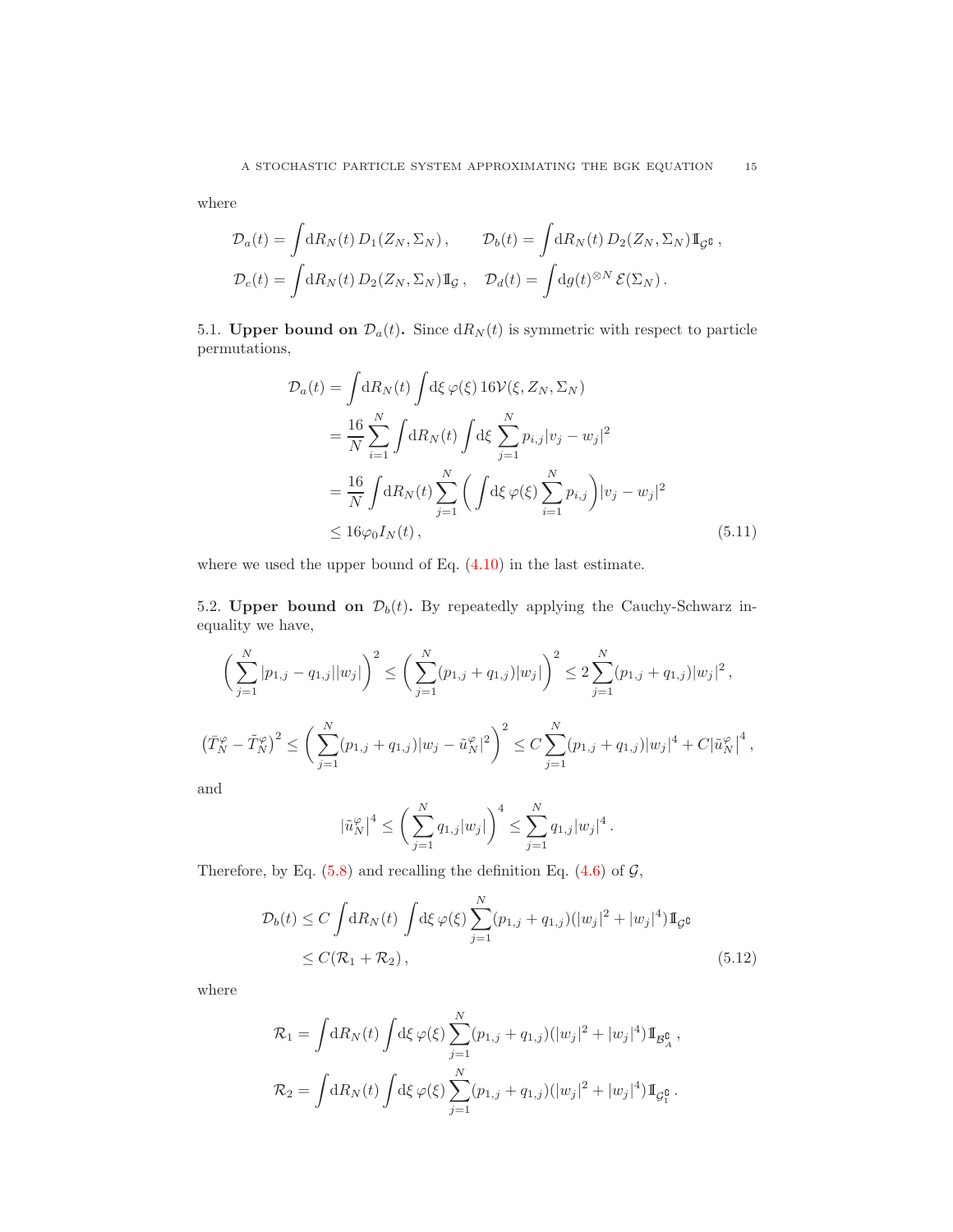where

$$
\mathcal{D}_a(t) = \int \mathrm{d}R_N(t)\, D_1(Z_N, \Sigma_N)\,, \qquad \mathcal{D}_b(t) = \int \mathrm{d}R_N(t)\, D_2(Z_N, \Sigma_N) \mathbb{1}_{\mathcal{G}^\complement}\,,
$$

$$
\mathcal{D}_c(t) = \int \mathrm{d}R_N(t)\, D_2(Z_N, \Sigma_N) \mathbb{1}_{\mathcal{G}}\,, \quad \mathcal{D}_d(t) = \int \mathrm{d}g(t)^{\otimes N}\, \mathcal{E}(\Sigma_N)\,.
$$

5.1. **Upper bound on $\mathcal{D}_a(t)$.** Since $\mathrm{d}R_N(t)$ is symmetric with respect to particle permutations,

$$
\begin{aligned}
\mathcal{D}_a(t) &= \int \mathrm{d}R_N(t) \int \mathrm{d}\xi\, \varphi(\xi)\, 16 \mathcal{V}(\xi, Z_N, \Sigma_N) \\
&= \frac{16}{N} \sum_{i=1}^N \int \mathrm{d}R_N(t) \int \mathrm{d}\xi\, \sum_{j=1}^N p_{i,j} |v_j - w_j|^2 \\
&= \frac{16}{N} \int \mathrm{d}R_N(t) \sum_{j=1}^N \bigg( \int \mathrm{d}\xi\, \varphi(\xi) \sum_{i=1}^N p_{i,j} \bigg) |v_j - w_j|^2 \\
&\le 16 \varphi_0 I_N(t)\,,
\end{aligned} \tag{5.11}
$$

where we used the upper bound of Eq. (4.10) in the last estimate.

5.2. **Upper bound on $\mathcal{D}_b(t)$.** By repeatedly applying the Cauchy-Schwarz inequality we have,

$$
\bigg( \sum_{j=1}^N |p_{1,j} - q_{1,j}| |w_j| \bigg)^2 \le \bigg( \sum_{j=1}^N (p_{1,j} + q_{1,j}) |w_j| \bigg)^2 \le 2 \sum_{j=1}^N (p_{1,j} + q_{1,j}) |w_j|^2\,,
$$

$$
\big( \bar{T}_N^\varphi - \tilde{T}_N^\varphi \big)^2 \le \bigg( \sum_{j=1}^N (p_{1,j} + q_{1,j}) |w_j - \tilde{u}_N^\varphi|^2 \bigg)^2 \le C \sum_{j=1}^N (p_{1,j} + q_{1,j}) |w_j|^4 + C |\tilde{u}_N^\varphi|^4\,,
$$

and

$$
|\tilde{u}_N^\varphi|^4 \le \bigg( \sum_{j=1}^N q_{1,j} |w_j| \bigg)^4 \le \sum_{j=1}^N q_{1,j} |w_j|^4\,.
$$

Therefore, by Eq. (5.8) and recalling the definition Eq. (4.6) of $\mathcal{G}$,

$$
\begin{aligned}
\mathcal{D}_b(t) &\le C \int \mathrm{d}R_N(t) \int \mathrm{d}\xi\, \varphi(\xi) \sum_{j=1}^N (p_{1,j} + q_{1,j}) (|w_j|^2 + |w_j|^4) \mathbb{1}_{\mathcal{G}^\complement} \\
&\le C (\mathcal{R}_1 + \mathcal{R}_2)\,,
\end{aligned} \tag{5.12}
$$

where

$$
\mathcal{R}_1 = \int \mathrm{d}R_N(t) \int \mathrm{d}\xi\, \varphi(\xi) \sum_{j=1}^N (p_{1,j} + q_{1,j}) (|w_j|^2 + |w_j|^4) \mathbb{1}_{\mathcal{B}_A^\complement}\,,
$$

$$
\mathcal{R}_2 = \int \mathrm{d}R_N(t) \int \mathrm{d}\xi\, \varphi(\xi) \sum_{j=1}^N (p_{1,j} + q_{1,j}) (|w_j|^2 + |w_j|^4) \mathbb{1}_{\mathcal{G}_1^\complement}\,.
$$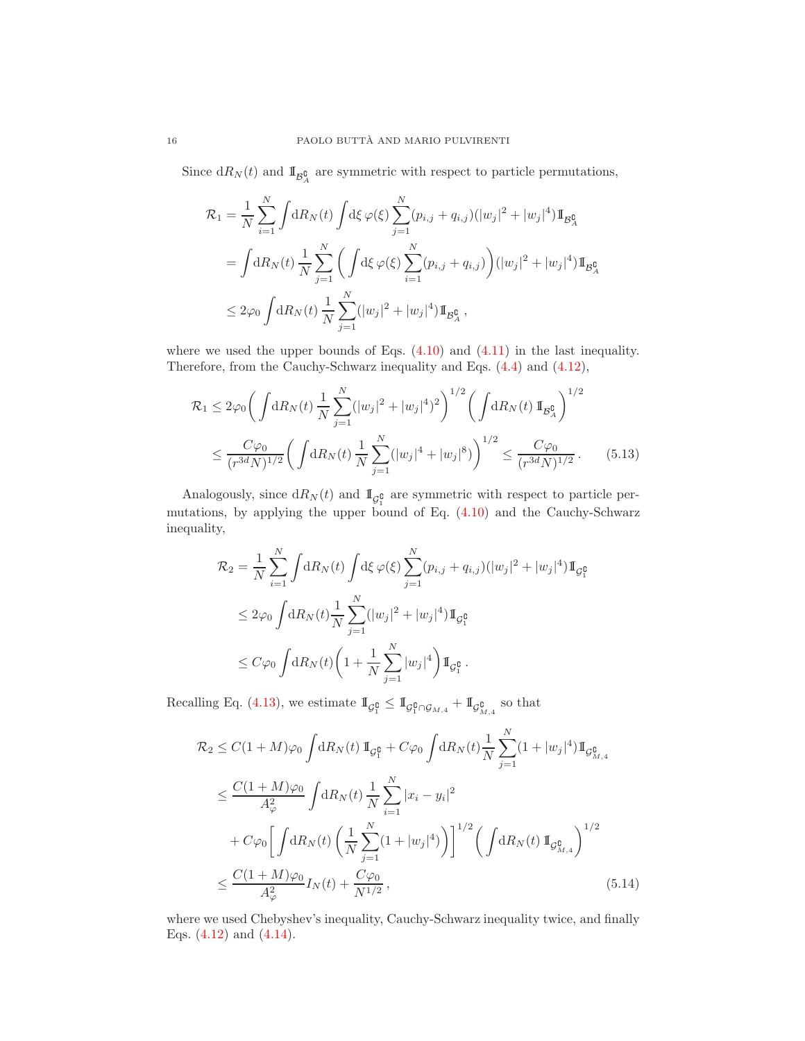Since $\mathrm{d}R_N(t)$ and $1\!\!1_{\mathcal{B}_A^\complement}$ are symmetric with respect to particle permutations,

$$
\begin{aligned}
\mathcal{R}_1 &= \frac{1}{N}\sum_{i=1}^N \int \mathrm{d}R_N(t) \int \mathrm{d}\xi\, \varphi(\xi) \sum_{j=1}^N (p_{i,j}+q_{i,j})(|w_j|^2+|w_j|^4) 1\!\!1_{\mathcal{B}_A^\complement} \\
&= \int \mathrm{d}R_N(t)\, \frac{1}{N}\sum_{j=1}^N \bigg( \int \mathrm{d}\xi\, \varphi(\xi) \sum_{i=1}^N (p_{i,j}+q_{i,j}) \bigg) (|w_j|^2+|w_j|^4) 1\!\!1_{\mathcal{B}_A^\complement} \\
&\le 2\varphi_0 \int \mathrm{d}R_N(t)\, \frac{1}{N}\sum_{j=1}^N (|w_j|^2+|w_j|^4) 1\!\!1_{\mathcal{B}_A^\complement}\,,
\end{aligned}
$$

where we used the upper bounds of Eqs. (4.10) and (4.11) in the last inequality. Therefore, from the Cauchy-Schwarz inequality and Eqs. (4.4) and (4.12),

$$
\begin{aligned}
\mathcal{R}_1 &\le 2\varphi_0 \bigg( \int \mathrm{d}R_N(t)\, \frac{1}{N}\sum_{j=1}^N (|w_j|^2+|w_j|^4)^2 \bigg)^{1/2} \bigg( \int \mathrm{d}R_N(t)\, 1\!\!1_{\mathcal{B}_A^\complement} \bigg)^{1/2} \\
&\le \frac{C\varphi_0}{(r^{3d}N)^{1/2}} \bigg( \int \mathrm{d}R_N(t)\, \frac{1}{N}\sum_{j=1}^N (|w_j|^4+|w_j|^8) \bigg)^{1/2} \le \frac{C\varphi_0}{(r^{3d}N)^{1/2}}\,. \qquad (5.13)
\end{aligned}
$$

Analogously, since $\mathrm{d}R_N(t)$ and $1\!\!1_{\mathcal{G}_1^\complement}$ are symmetric with respect to particle permutations, by applying the upper bound of Eq. (4.10) and the Cauchy-Schwarz inequality,

$$
\begin{aligned}
\mathcal{R}_2 &= \frac{1}{N}\sum_{i=1}^N \int \mathrm{d}R_N(t) \int \mathrm{d}\xi\, \varphi(\xi) \sum_{j=1}^N (p_{i,j}+q_{i,j})(|w_j|^2+|w_j|^4) 1\!\!1_{\mathcal{G}_1^\complement} \\
&\le 2\varphi_0 \int \mathrm{d}R_N(t) \frac{1}{N}\sum_{j=1}^N (|w_j|^2+|w_j|^4) 1\!\!1_{\mathcal{G}_1^\complement} \\
&\le C\varphi_0 \int \mathrm{d}R_N(t) \bigg( 1 + \frac{1}{N}\sum_{j=1}^N |w_j|^4 \bigg) 1\!\!1_{\mathcal{G}_1^\complement}\,.
\end{aligned}
$$

Recalling Eq. (4.13), we estimate $1\!\!1_{\mathcal{G}_1^\complement} \le 1\!\!1_{\mathcal{G}_1^\complement \cap \mathcal{G}_{M,4}} + 1\!\!1_{\mathcal{G}_{M,4}^\complement}$ so that

$$
\begin{aligned}
\mathcal{R}_2 &\le C(1+M)\varphi_0 \int \mathrm{d}R_N(t)\, 1\!\!1_{\mathcal{G}_1^\complement} + C\varphi_0 \int \mathrm{d}R_N(t) \frac{1}{N}\sum_{j=1}^N (1+|w_j|^4) 1\!\!1_{\mathcal{G}_{M,4}^\complement} \\
&\le \frac{C(1+M)\varphi_0}{A_\varphi^2} \int \mathrm{d}R_N(t)\, \frac{1}{N}\sum_{i=1}^N |x_i-y_i|^2 \\
&\quad + C\varphi_0 \bigg[ \int \mathrm{d}R_N(t) \bigg( \frac{1}{N}\sum_{j=1}^N (1+|w_j|^4) \bigg) \bigg]^{1/2} \bigg( \int \mathrm{d}R_N(t)\, 1\!\!1_{\mathcal{G}_{M,4}^\complement} \bigg)^{1/2} \\
&\le \frac{C(1+M)\varphi_0}{A_\varphi^2} I_N(t) + \frac{C\varphi_0}{N^{1/2}}\,, \qquad (5.14)
\end{aligned}
$$

where we used Chebyshev's inequality, Cauchy-Schwarz inequality twice, and finally Eqs. (4.12) and (4.14).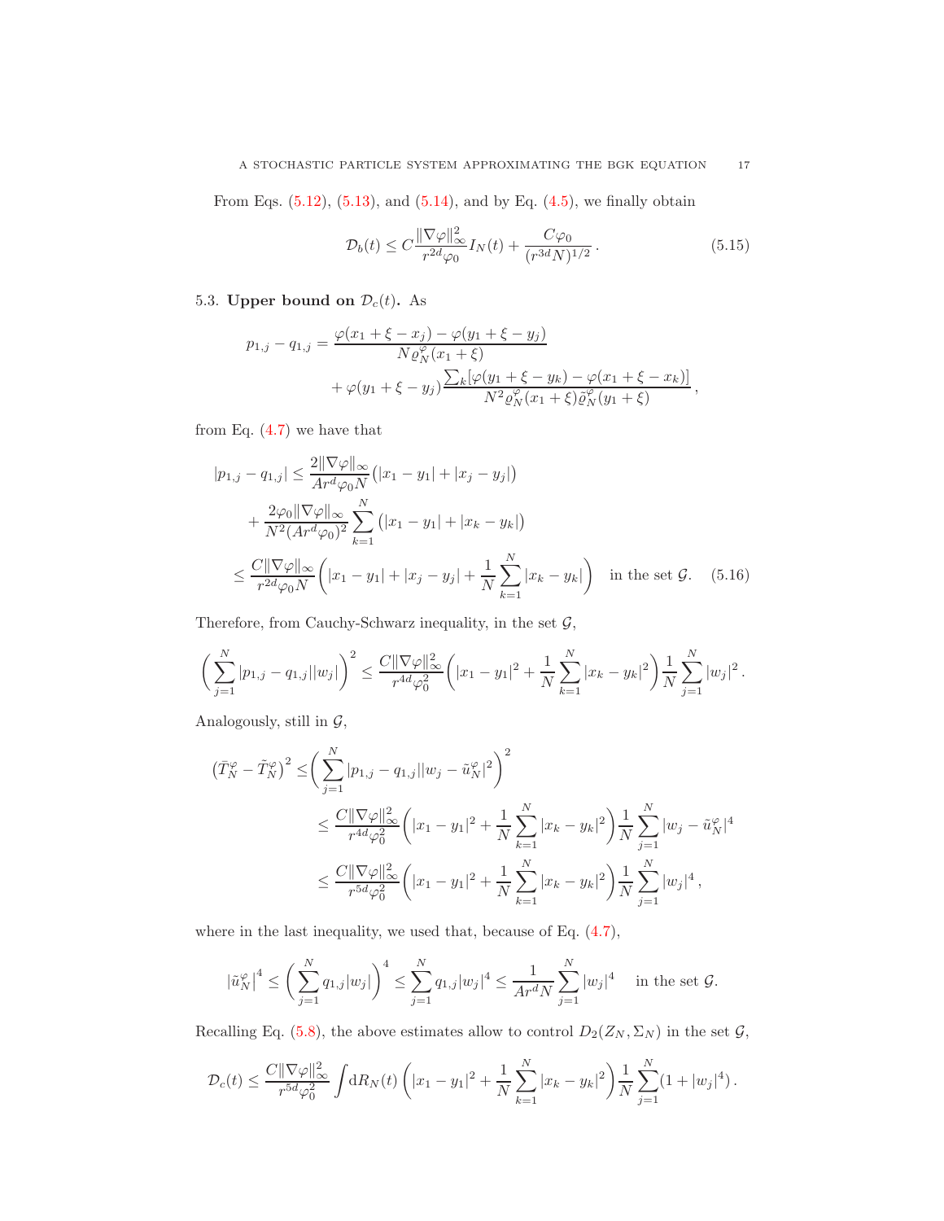From Eqs. (5.12), (5.13), and (5.14), and by Eq. (4.5), we finally obtain

$$\mathcal{D}_b(t) \le C\frac{\|\nabla\varphi\|_\infty^2}{r^{2d}\varphi_0} I_N(t) + \frac{C\varphi_0}{(r^{3d}N)^{1/2}}\,. \tag{5.15}$$

### 5.3. Upper bound on $\mathcal{D}_c(t)$.

As

$$\begin{aligned} p_{1,j} - q_{1,j} = &\frac{\varphi(x_1+\xi-x_j) - \varphi(y_1+\xi-y_j)}{N\varrho_N^\varphi(x_1+\xi)} \\ &+ \varphi(y_1+\xi-y_j)\frac{\sum_k[\varphi(y_1+\xi-y_k)-\varphi(x_1+\xi-x_k)]}{N^2\varrho_N^\varphi(x_1+\xi)\tilde\varrho_N^\varphi(y_1+\xi)}\,, \end{aligned}$$

from Eq. (4.7) we have that

$$\begin{aligned} |p_{1,j}-q_{1,j}| \le &\frac{2\|\nabla\varphi\|_\infty}{Ar^d\varphi_0 N}\big(|x_1-y_1| + |x_j-y_j|\big) \\ &+ \frac{2\varphi_0\|\nabla\varphi\|_\infty}{N^2(Ar^d\varphi_0)^2}\sum_{k=1}^N \big(|x_1-y_1|+|x_k-y_k|\big) \\ \le &\frac{C\|\nabla\varphi\|_\infty}{r^{2d}\varphi_0 N}\left(|x_1-y_1| + |x_j-y_j| + \frac{1}{N}\sum_{k=1}^N |x_k-y_k|\right) \quad \text{in the set } \mathcal{G}. \end{aligned} \tag{5.16}$$

Therefore, from Cauchy-Schwarz inequality, in the set $\mathcal{G}$,

$$\left(\sum_{j=1}^N |p_{1,j}-q_{1,j}||w_j|\right)^2 \le \frac{C\|\nabla\varphi\|_\infty^2}{r^{4d}\varphi_0^2}\left(|x_1-y_1|^2 + \frac{1}{N}\sum_{k=1}^N|x_k-y_k|^2\right)\frac{1}{N}\sum_{j=1}^N|w_j|^2\,.$$

Analogously, still in $\mathcal{G}$,

$$\begin{aligned} \big(\bar T_N^\varphi - \tilde T_N^\varphi\big)^2 \le &\left(\sum_{j=1}^N |p_{1,j}-q_{1,j}||w_j-\tilde u_N^\varphi|^2\right)^2 \\ \le &\frac{C\|\nabla\varphi\|_\infty^2}{r^{4d}\varphi_0^2}\left(|x_1-y_1|^2 + \frac{1}{N}\sum_{k=1}^N|x_k-y_k|^2\right)\frac{1}{N}\sum_{j=1}^N|w_j-\tilde u_N^\varphi|^4 \\ \le &\frac{C\|\nabla\varphi\|_\infty^2}{r^{5d}\varphi_0^2}\left(|x_1-y_1|^2 + \frac{1}{N}\sum_{k=1}^N|x_k-y_k|^2\right)\frac{1}{N}\sum_{j=1}^N|w_j|^4\,, \end{aligned}$$

where in the last inequality, we used that, because of Eq. (4.7),

$$|\tilde u_N^\varphi|^4 \le \left(\sum_{j=1}^N q_{1,j}|w_j|\right)^4 \le \sum_{j=1}^N q_{1,j}|w_j|^4 \le \frac{1}{Ar^dN}\sum_{j=1}^N |w_j|^4 \quad \text{in the set } \mathcal{G}.$$

Recalling Eq. (5.8), the above estimates allow to control $D_2(Z_N,\Sigma_N)$ in the set $\mathcal{G}$,

$$\mathcal{D}_c(t) \le \frac{C\|\nabla\varphi\|_\infty^2}{r^{5d}\varphi_0^2}\int \mathrm{d}R_N(t)\left(|x_1-y_1|^2 + \frac{1}{N}\sum_{k=1}^N|x_k-y_k|^2\right)\frac{1}{N}\sum_{j=1}^N(1+|w_j|^4)\,.$$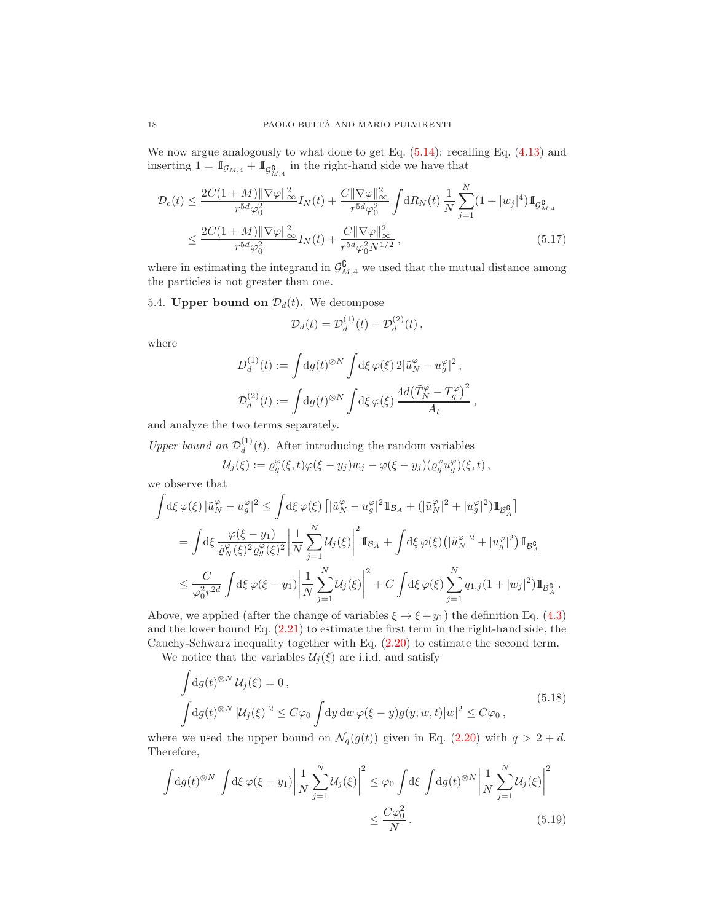We now argue analogously to what done to get Eq. (5.14): recalling Eq. (4.13) and inserting $1 = 1\!\!1_{\mathcal{G}_{M,4}} + 1\!\!1_{\mathcal{G}_{M,4}^\complement}$ in the right-hand side we have that

$$
\begin{aligned}
\mathcal{D}_c(t) &\le \frac{2C(1+M)\|\nabla\varphi\|_\infty^2}{r^{5d}\varphi_0^2} I_N(t) + \frac{C\|\nabla\varphi\|_\infty^2}{r^{5d}\varphi_0^2}\int \mathrm{d}R_N(t)\,\frac{1}{N}\sum_{j=1}^N (1+|w_j|^4) 1\!\!1_{\mathcal{G}_{M,4}^\complement} \\
&\le \frac{2C(1+M)\|\nabla\varphi\|_\infty^2}{r^{5d}\varphi_0^2} I_N(t) + \frac{C\|\nabla\varphi\|_\infty^2}{r^{5d}\varphi_0^2 N^{1/2}}\,, \qquad (5.17)
\end{aligned}
$$

where in estimating the integrand in $\mathcal{G}_{M,4}^\complement$ we used that the mutual distance among the particles is not greater than one.

5.4. **Upper bound on $\mathcal{D}_d(t)$.** We decompose

$$
\mathcal{D}_d(t) = \mathcal{D}_d^{(1)}(t) + \mathcal{D}_d^{(2)}(t)\,,
$$

where

$$
D_d^{(1)}(t) := \int \mathrm{d}g(t)^{\otimes N}\int \mathrm{d}\xi\,\varphi(\xi)\,2|\tilde u_N^\varphi - u_g^\varphi|^2\,,
$$

$$
\mathcal{D}_d^{(2)}(t) := \int \mathrm{d}g(t)^{\otimes N}\int \mathrm{d}\xi\,\varphi(\xi)\,\frac{4d\big(\tilde T_N^\varphi - T_g^\varphi\big)^2}{A_t}\,,
$$

and analyze the two terms separately.

*Upper bound on $\mathcal{D}_d^{(1)}(t)$.* After introducing the random variables

$$
\mathcal{U}_j(\xi) := \varrho_g^\varphi(\xi,t)\varphi(\xi-y_j)w_j - \varphi(\xi-y_j)(\varrho_g^\varphi u_g^\varphi)(\xi,t)\,,
$$

we observe that

$$
\begin{aligned}
\int \mathrm{d}\xi\,\varphi(\xi)\,|\tilde u_N^\varphi - u_g^\varphi|^2 &\le \int \mathrm{d}\xi\,\varphi(\xi)\left[|\tilde u_N^\varphi - u_g^\varphi|^2 1\!\!1_{\mathcal{B}_A} + (|\tilde u_N^\varphi|^2 + |u_g^\varphi|^2)1\!\!1_{\mathcal{B}_A^\complement}\right] \\
&= \int \mathrm{d}\xi\,\frac{\varphi(\xi-y_1)}{\tilde\varrho_N^\varphi(\xi)^2\varrho_g^\varphi(\xi)^2}\bigg|\frac{1}{N}\sum_{j=1}^N \mathcal{U}_j(\xi)\bigg|^2 1\!\!1_{\mathcal{B}_A} + \int \mathrm{d}\xi\,\varphi(\xi)\big(|\tilde u_N^\varphi|^2 + |u_g^\varphi|^2\big)1\!\!1_{\mathcal{B}_A^\complement} \\
&\le \frac{C}{\varphi_0^2 r^{2d}}\int \mathrm{d}\xi\,\varphi(\xi-y_1)\bigg|\frac{1}{N}\sum_{j=1}^N \mathcal{U}_j(\xi)\bigg|^2 + C\int \mathrm{d}\xi\,\varphi(\xi)\sum_{j=1}^N q_{1,j}(1+|w_j|^2)1\!\!1_{\mathcal{B}_A^\complement}\,.
\end{aligned}
$$

Above, we applied (after the change of variables $\xi \to \xi + y_1$) the definition Eq. (4.3) and the lower bound Eq. (2.21) to estimate the first term in the right-hand side, the Cauchy-Schwarz inequality together with Eq. (2.20) to estimate the second term.

We notice that the variables $\mathcal{U}_j(\xi)$ are i.i.d. and satisfy

$$
\begin{aligned}
&\int \mathrm{d}g(t)^{\otimes N}\,\mathcal{U}_j(\xi) = 0\,, \\
&\int \mathrm{d}g(t)^{\otimes N}\,|\mathcal{U}_j(\xi)|^2 \le C\varphi_0\int \mathrm{d}y\,\mathrm{d}w\,\varphi(\xi-y)g(y,w,t)|w|^2 \le C\varphi_0\,,
\end{aligned}
\qquad (5.18)
$$

where we used the upper bound on $\mathcal{N}_q(g(t))$ given in Eq. (2.20) with $q > 2+d$. Therefore,

$$
\begin{aligned}
\int \mathrm{d}g(t)^{\otimes N}\int \mathrm{d}\xi\,\varphi(\xi-y_1)\bigg|\frac{1}{N}\sum_{j=1}^N \mathcal{U}_j(\xi)\bigg|^2 &\le \varphi_0\int \mathrm{d}\xi\int \mathrm{d}g(t)^{\otimes N}\bigg|\frac{1}{N}\sum_{j=1}^N \mathcal{U}_j(\xi)\bigg|^2 \\
&\le \frac{C\varphi_0^2}{N}\,. \qquad (5.19)
\end{aligned}
$$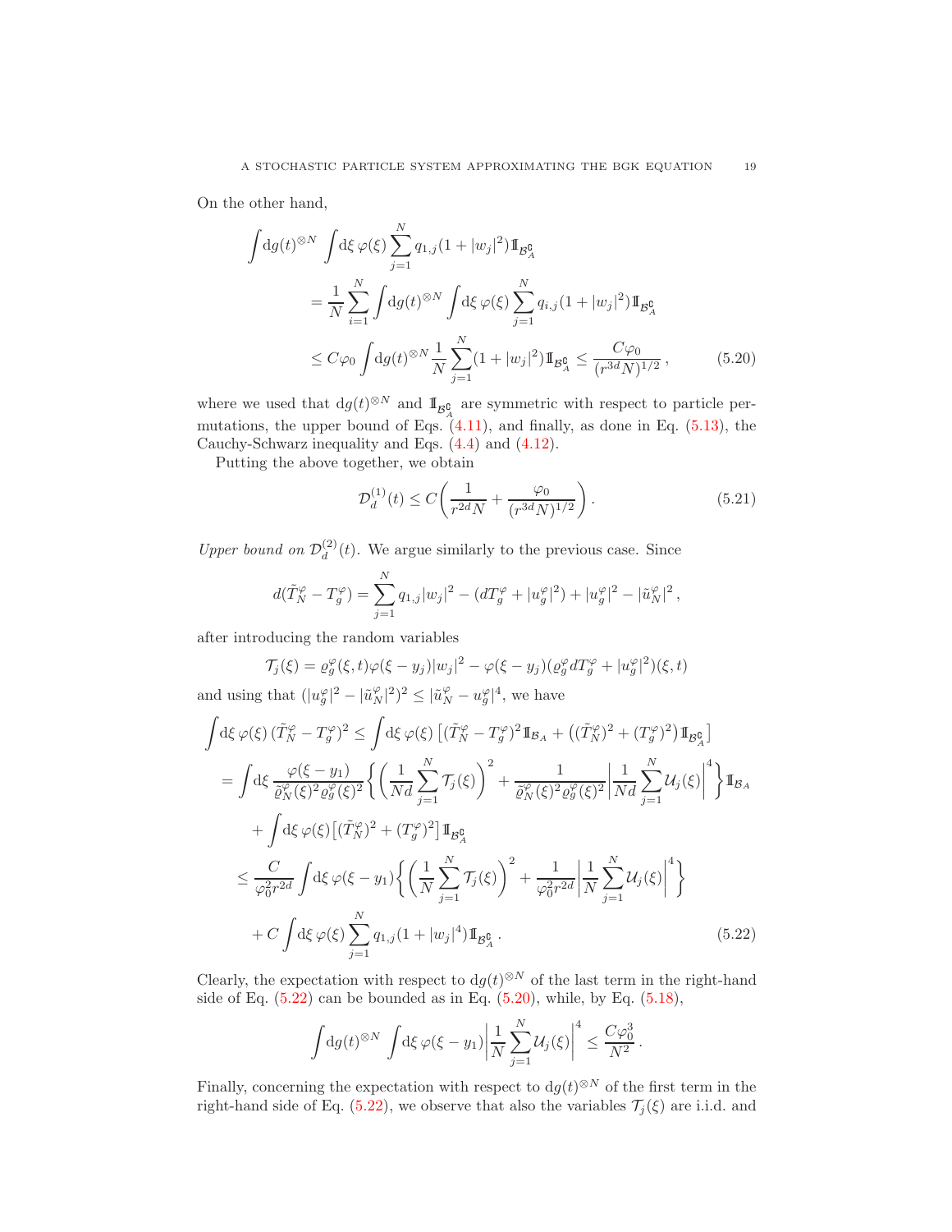On the other hand,

$$
\begin{aligned}
\int \mathrm{d}g(t)^{\otimes N} & \int \mathrm{d}\xi \, \varphi(\xi) \sum_{j=1}^N q_{1,j}(1+|w_j|^2) \mathbb{I}_{\mathcal{B}_A^\complement} \\
&= \frac{1}{N} \sum_{i=1}^N \int \mathrm{d}g(t)^{\otimes N} \int \mathrm{d}\xi \, \varphi(\xi) \sum_{j=1}^N q_{i,j}(1+|w_j|^2) \mathbb{I}_{\mathcal{B}_A^\complement} \\
&\le C\varphi_0 \int \mathrm{d}g(t)^{\otimes N} \frac{1}{N} \sum_{j=1}^N (1+|w_j|^2) \mathbb{I}_{\mathcal{B}_A^\complement} \le \frac{C\varphi_0}{(r^{3d}N)^{1/2}} \,, \qquad (5.20)
\end{aligned}
$$

where we used that $\mathrm{d}g(t)^{\otimes N}$ and $\mathbb{I}_{\mathcal{B}_A^\complement}$ are symmetric with respect to particle permutations, the upper bound of Eqs. (4.11), and finally, as done in Eq. (5.13), the Cauchy-Schwarz inequality and Eqs. (4.4) and (4.12).

Putting the above together, we obtain

$$
\mathcal{D}_d^{(1)}(t) \le C \left( \frac{1}{r^{2d}N} + \frac{\varphi_0}{(r^{3d}N)^{1/2}} \right). \qquad (5.21)
$$

*Upper bound on $\mathcal{D}_d^{(2)}(t)$.* We argue similarly to the previous case. Since

$$
d(\tilde{T}_N^\varphi - T_g^\varphi) = \sum_{j=1}^N q_{1,j}|w_j|^2 - (dT_g^\varphi + |u_g^\varphi|^2) + |u_g^\varphi|^2 - |\tilde{u}_N^\varphi|^2 \,,
$$

after introducing the random variables

$$
\mathcal{T}_j(\xi) = \varrho_g^\varphi(\xi,t)\varphi(\xi - y_j)|w_j|^2 - \varphi(\xi - y_j)(\varrho_g^\varphi dT_g^\varphi + |u_g^\varphi|^2)(\xi,t)
$$

and using that $(|u_g^\varphi|^2 - |\tilde{u}_N^\varphi|^2)^2 \le |\tilde{u}_N^\varphi - u_g^\varphi|^4$, we have

$$
\begin{aligned}
\int \mathrm{d}\xi \, \varphi(\xi) \, (\tilde{T}_N^\varphi - T_g^\varphi)^2 &\le \int \mathrm{d}\xi \, \varphi(\xi) \left[ (\tilde{T}_N^\varphi - T_g^\varphi)^2 \mathbb{I}_{\mathcal{B}_A} + \left( (\tilde{T}_N^\varphi)^2 + (T_g^\varphi)^2 \right) \mathbb{I}_{\mathcal{B}_A^\complement} \right] \\
&= \int \mathrm{d}\xi \, \frac{\varphi(\xi - y_1)}{\tilde{\varrho}_N^\varphi(\xi)^2 \varrho_g^\varphi(\xi)^2} \left\{ \left( \frac{1}{Nd} \sum_{j=1}^N \mathcal{T}_j(\xi) \right)^2 + \frac{1}{\tilde{\varrho}_N^\varphi(\xi)^2 \varrho_g^\varphi(\xi)^2} \left| \frac{1}{Nd} \sum_{j=1}^N \mathcal{U}_j(\xi) \right|^4 \right\} \mathbb{I}_{\mathcal{B}_A} \\
&\quad + \int \mathrm{d}\xi \, \varphi(\xi) \left[ (\tilde{T}_N^\varphi)^2 + (T_g^\varphi)^2 \right] \mathbb{I}_{\mathcal{B}_A^\complement} \\
&\le \frac{C}{\varphi_0^2 r^{2d}} \int \mathrm{d}\xi \, \varphi(\xi - y_1) \left\{ \left( \frac{1}{N} \sum_{j=1}^N \mathcal{T}_j(\xi) \right)^2 + \frac{1}{\varphi_0^2 r^{2d}} \left| \frac{1}{N} \sum_{j=1}^N \mathcal{U}_j(\xi) \right|^4 \right\} \\
&\quad + C \int \mathrm{d}\xi \, \varphi(\xi) \sum_{j=1}^N q_{1,j}(1+|w_j|^4) \mathbb{I}_{\mathcal{B}_A^\complement} \,. \qquad (5.22)
\end{aligned}
$$

Clearly, the expectation with respect to $\mathrm{d}g(t)^{\otimes N}$ of the last term in the right-hand side of Eq. (5.22) can be bounded as in Eq. (5.20), while, by Eq. (5.18),

$$
\int \mathrm{d}g(t)^{\otimes N} \int \mathrm{d}\xi \, \varphi(\xi - y_1) \left| \frac{1}{N} \sum_{j=1}^N \mathcal{U}_j(\xi) \right|^4 \le \frac{C\varphi_0^3}{N^2} \,.
$$

Finally, concerning the expectation with respect to $\mathrm{d}g(t)^{\otimes N}$ of the first term in the right-hand side of Eq. (5.22), we observe that also the variables $\mathcal{T}_j(\xi)$ are i.i.d. and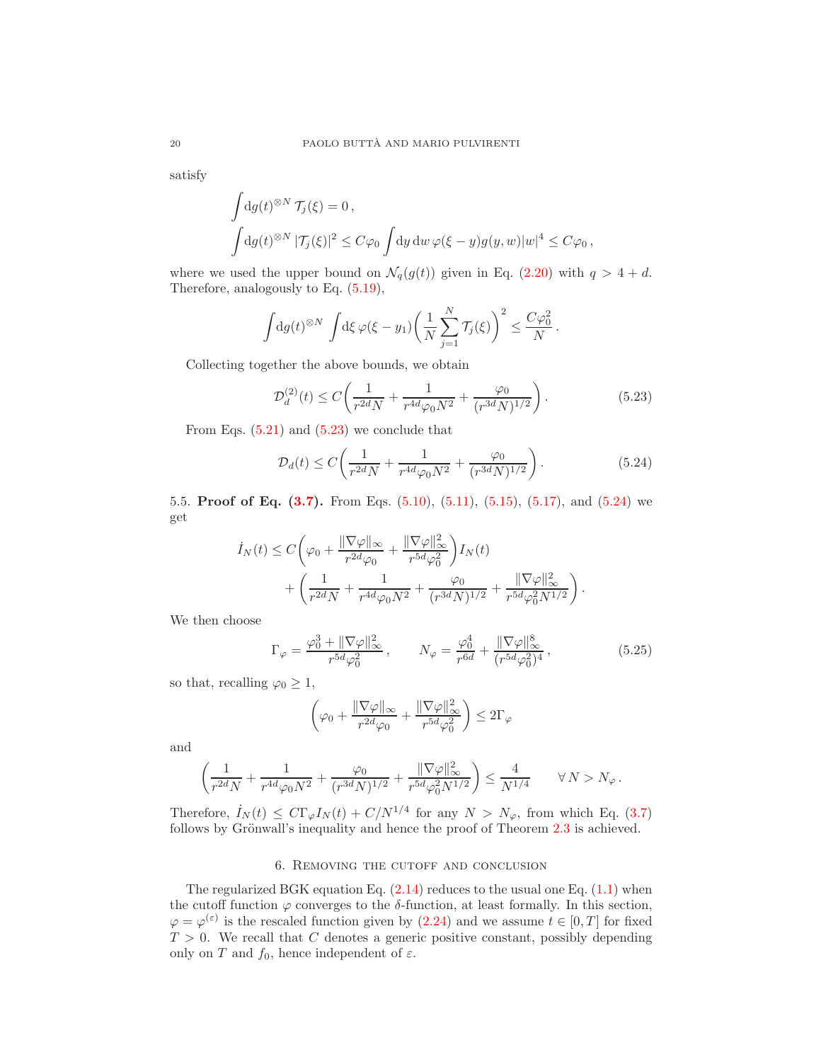satisfy

$$
\int \mathrm{d}g(t)^{\otimes N}\, \mathcal{T}_j(\xi) = 0\,,
$$

$$
\int \mathrm{d}g(t)^{\otimes N}\, |\mathcal{T}_j(\xi)|^2 \le C\varphi_0 \int \mathrm{d}y\,\mathrm{d}w\, \varphi(\xi - y) g(y,w)|w|^4 \le C\varphi_0\,,
$$

where we used the upper bound on $\mathcal{N}_q(g(t))$ given in Eq. (2.20) with $q > 4 + d$. Therefore, analogously to Eq. (5.19),

$$
\int \mathrm{d}g(t)^{\otimes N} \int \mathrm{d}\xi\, \varphi(\xi - y_1)\bigg(\frac{1}{N}\sum_{j=1}^N \mathcal{T}_j(\xi)\bigg)^2 \le \frac{C\varphi_0^2}{N}\,.
$$

Collecting together the above bounds, we obtain

$$
\mathcal{D}_d^{(2)}(t) \le C\bigg(\frac{1}{r^{2d}N} + \frac{1}{r^{4d}\varphi_0 N^2} + \frac{\varphi_0}{(r^{3d}N)^{1/2}}\bigg)\,. \tag{5.23}
$$

From Eqs. (5.21) and (5.23) we conclude that

$$
\mathcal{D}_d(t) \le C\bigg(\frac{1}{r^{2d}N} + \frac{1}{r^{4d}\varphi_0 N^2} + \frac{\varphi_0}{(r^{3d}N)^{1/2}}\bigg)\,. \tag{5.24}
$$

5.5. **Proof of Eq. (3.7).** From Eqs. (5.10), (5.11), (5.15), (5.17), and (5.24) we get

$$
\begin{aligned}
\dot I_N(t) \le C\bigg(&\varphi_0 + \frac{\|\nabla\varphi\|_\infty}{r^{2d}\varphi_0} + \frac{\|\nabla\varphi\|_\infty^2}{r^{5d}\varphi_0^2}\bigg) I_N(t) \\
&+ \bigg(\frac{1}{r^{2d}N} + \frac{1}{r^{4d}\varphi_0 N^2} + \frac{\varphi_0}{(r^{3d}N)^{1/2}} + \frac{\|\nabla\varphi\|_\infty^2}{r^{5d}\varphi_0^2 N^{1/2}}\bigg)\,.
\end{aligned}
$$

We then choose

$$
\Gamma_\varphi = \frac{\varphi_0^3 + \|\nabla\varphi\|_\infty^2}{r^{5d}\varphi_0^2}\,, \qquad N_\varphi = \frac{\varphi_0^4}{r^{6d}} + \frac{\|\nabla\varphi\|_\infty^8}{(r^{5d}\varphi_0^2)^4}\,, \tag{5.25}
$$

so that, recalling $\varphi_0 \ge 1$,

$$
\bigg(\varphi_0 + \frac{\|\nabla\varphi\|_\infty}{r^{2d}\varphi_0} + \frac{\|\nabla\varphi\|_\infty^2}{r^{5d}\varphi_0^2}\bigg) \le 2\Gamma_\varphi
$$

and

$$
\bigg(\frac{1}{r^{2d}N} + \frac{1}{r^{4d}\varphi_0 N^2} + \frac{\varphi_0}{(r^{3d}N)^{1/2}} + \frac{\|\nabla\varphi\|_\infty^2}{r^{5d}\varphi_0^2 N^{1/2}}\bigg) \le \frac{4}{N^{1/4}} \qquad \forall\, N > N_\varphi\,.
$$

Therefore, $\dot I_N(t) \le C\Gamma_\varphi I_N(t) + C/N^{1/4}$ for any $N > N_\varphi$, from which Eq. (3.7) follows by Grönwall's inequality and hence the proof of Theorem 2.3 is achieved.

## 6. Removing the cutoff and conclusion

The regularized BGK equation Eq. (2.14) reduces to the usual one Eq. (1.1) when the cutoff function $\varphi$ converges to the $\delta$-function, at least formally. In this section, $\varphi = \varphi^{(\varepsilon)}$ is the rescaled function given by (2.24) and we assume $t \in [0,T]$ for fixed $T > 0$. We recall that $C$ denotes a generic positive constant, possibly depending only on $T$ and $f_0$, hence independent of $\varepsilon$.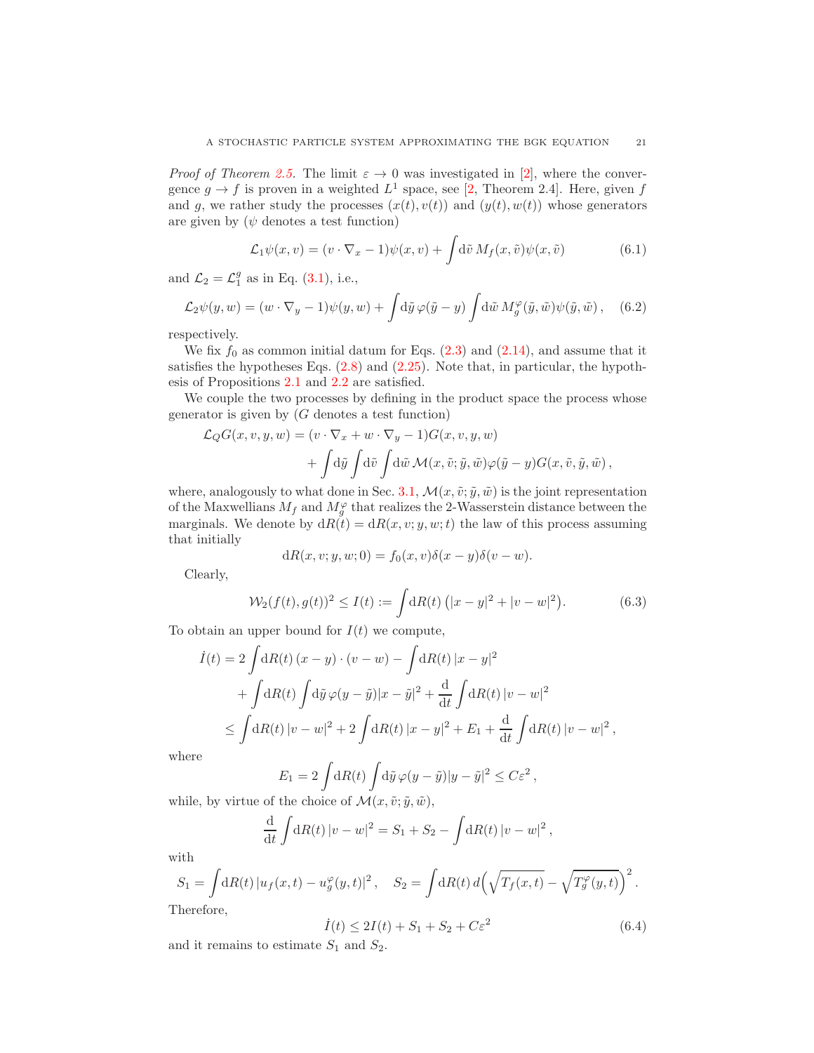*Proof of Theorem 2.5.* The limit $\varepsilon \to 0$ was investigated in [2], where the convergence $g \to f$ is proven in a weighted $L^1$ space, see [2, Theorem 2.4]. Here, given $f$ and $g$, we rather study the processes $(x(t), v(t))$ and $(y(t), w(t))$ whose generators are given by ($\psi$ denotes a test function)

$$\mathcal{L}_1 \psi(x,v) = (v \cdot \nabla_x - 1)\psi(x,v) + \int \mathrm{d}\tilde{v}\, M_f(x,\tilde{v})\psi(x,\tilde{v}) \tag{6.1}$$

and $\mathcal{L}_2 = \mathcal{L}_1^g$ as in Eq. (3.1), i.e.,

$$\mathcal{L}_2 \psi(y,w) = (w \cdot \nabla_y - 1)\psi(y,w) + \int \mathrm{d}\tilde{y}\, \varphi(\tilde{y} - y) \int \mathrm{d}\tilde{w}\, M_g^\varphi(\tilde{y},\tilde{w})\psi(\tilde{y},\tilde{w}), \tag{6.2}$$

respectively.

We fix $f_0$ as common initial datum for Eqs. (2.3) and (2.14), and assume that it satisfies the hypotheses Eqs. (2.8) and (2.25). Note that, in particular, the hypothesis of Propositions 2.1 and 2.2 are satisfied.

We couple the two processes by defining in the product space the process whose generator is given by ($G$ denotes a test function)

$$\begin{aligned}
\mathcal{L}_Q G(x,v,y,w) &= (v \cdot \nabla_x + w \cdot \nabla_y - 1)G(x,v,y,w) \\
&\quad + \int \mathrm{d}\tilde{y} \int \mathrm{d}\tilde{v} \int \mathrm{d}\tilde{w}\, \mathcal{M}(x,\tilde{v};\tilde{y},\tilde{w})\varphi(\tilde{y}-y)G(x,\tilde{v},\tilde{y},\tilde{w}),
\end{aligned}$$

where, analogously to what done in Sec. 3.1, $\mathcal{M}(x,\tilde{v};\tilde{y},\tilde{w})$ is the joint representation of the Maxwellians $M_f$ and $M_g^\varphi$ that realizes the 2-Wasserstein distance between the marginals. We denote by $\mathrm{d}R(t) = \mathrm{d}R(x,v;y,w;t)$ the law of this process assuming that initially

$$\mathrm{d}R(x,v;y,w;0) = f_0(x,v)\delta(x-y)\delta(v-w).$$

Clearly,

$$\mathcal{W}_2(f(t),g(t))^2 \le I(t) := \int \mathrm{d}R(t)\left(|x-y|^2 + |v-w|^2\right). \tag{6.3}$$

To obtain an upper bound for $I(t)$ we compute,

$$\begin{aligned}
\dot{I}(t) &= 2\int \mathrm{d}R(t)\,(x-y)\cdot(v-w) - \int \mathrm{d}R(t)\,|x-y|^2 \\
&\quad + \int \mathrm{d}R(t) \int \mathrm{d}\tilde{y}\, \varphi(y-\tilde{y})|x-\tilde{y}|^2 + \frac{\mathrm{d}}{\mathrm{d}t}\int \mathrm{d}R(t)\,|v-w|^2 \\
&\le \int \mathrm{d}R(t)\,|v-w|^2 + 2\int \mathrm{d}R(t)\,|x-y|^2 + E_1 + \frac{\mathrm{d}}{\mathrm{d}t}\int \mathrm{d}R(t)\,|v-w|^2,
\end{aligned}$$

where

$$E_1 = 2\int \mathrm{d}R(t)\int \mathrm{d}\tilde{y}\,\varphi(y-\tilde{y})|y-\tilde{y}|^2 \le C\varepsilon^2,$$

while, by virtue of the choice of $\mathcal{M}(x,\tilde{v};\tilde{y},\tilde{w})$,

$$\frac{\mathrm{d}}{\mathrm{d}t}\int \mathrm{d}R(t)\,|v-w|^2 = S_1 + S_2 - \int \mathrm{d}R(t)\,|v-w|^2,$$

with

$$S_1 = \int \mathrm{d}R(t)\,|u_f(x,t) - u_g^\varphi(y,t)|^2, \quad S_2 = \int \mathrm{d}R(t)\, d\Big(\sqrt{T_f(x,t)} - \sqrt{T_g^\varphi(y,t)}\Big)^2.$$

Therefore,

$$\dot{I}(t) \le 2I(t) + S_1 + S_2 + C\varepsilon^2 \tag{6.4}$$

and it remains to estimate $S_1$ and $S_2$.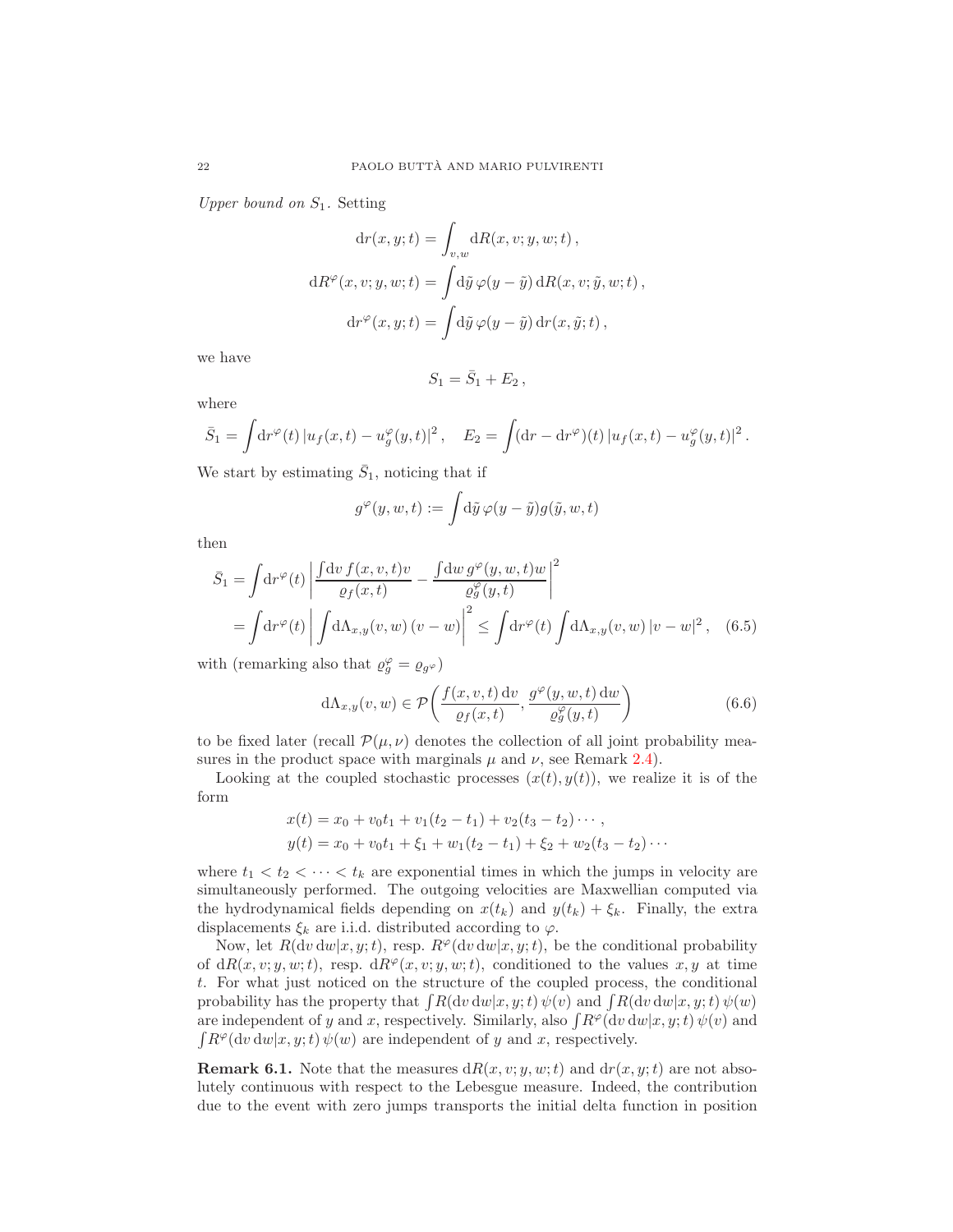*Upper bound on $S_1$.* Setting

$$
\mathrm{d}r(x,y;t) = \int_{v,w} \mathrm{d}R(x,v;y,w;t)\,,
$$

$$
\mathrm{d}R^\varphi(x,v;y,w;t) = \int \mathrm{d}\tilde y\, \varphi(y-\tilde y)\, \mathrm{d}R(x,v;\tilde y,w;t)\,,
$$

$$
\mathrm{d}r^\varphi(x,y;t) = \int \mathrm{d}\tilde y\, \varphi(y-\tilde y)\, \mathrm{d}r(x,\tilde y;t)\,,
$$

we have

$$
S_1 = \bar S_1 + E_2\,,
$$

where

$$
\bar S_1 = \int \mathrm{d}r^\varphi(t)\, |u_f(x,t) - u_g^\varphi(y,t)|^2\,, \quad E_2 = \int (\mathrm{d}r - \mathrm{d}r^\varphi)(t)\, |u_f(x,t) - u_g^\varphi(y,t)|^2\,.
$$

We start by estimating $\bar S_1$, noticing that if

$$
g^\varphi(y,w,t) := \int \mathrm{d}\tilde y\, \varphi(y-\tilde y) g(\tilde y, w, t)
$$

then

$$
\begin{aligned}
\bar S_1 &= \int \mathrm{d}r^\varphi(t) \left| \frac{\int \mathrm{d}v\, f(x,v,t) v}{\varrho_f(x,t)} - \frac{\int \mathrm{d}w\, g^\varphi(y,w,t) w}{\varrho_g^\varphi(y,t)} \right|^2 \\
&= \int \mathrm{d}r^\varphi(t) \left| \int \mathrm{d}\Lambda_{x,y}(v,w)\, (v-w) \right|^2 \le \int \mathrm{d}r^\varphi(t) \int \mathrm{d}\Lambda_{x,y}(v,w)\, |v-w|^2\,, \quad (6.5)
\end{aligned}
$$

with (remarking also that $\varrho_g^\varphi = \varrho_{g^\varphi}$)

$$
\mathrm{d}\Lambda_{x,y}(v,w) \in \mathcal{P}\bigg( \frac{f(x,v,t)\,\mathrm{d}v}{\varrho_f(x,t)}, \frac{g^\varphi(y,w,t)\,\mathrm{d}w}{\varrho_g^\varphi(y,t)} \bigg) \tag{6.6}
$$

to be fixed later (recall $\mathcal{P}(\mu,\nu)$ denotes the collection of all joint probability measures in the product space with marginals $\mu$ and $\nu$, see Remark 2.4).

Looking at the coupled stochastic processes $(x(t), y(t))$, we realize it is of the form

$$
\begin{aligned}
x(t) &= x_0 + v_0 t_1 + v_1(t_2 - t_1) + v_2(t_3 - t_2) \cdots\,, \\
y(t) &= x_0 + v_0 t_1 + \xi_1 + w_1(t_2 - t_1) + \xi_2 + w_2(t_3 - t_2) \cdots
\end{aligned}
$$

where $t_1 < t_2 < \cdots < t_k$ are exponential times in which the jumps in velocity are simultaneously performed. The outgoing velocities are Maxwellian computed via the hydrodynamical fields depending on $x(t_k)$ and $y(t_k) + \xi_k$. Finally, the extra displacements $\xi_k$ are i.i.d. distributed according to $\varphi$.

Now, let $R(\mathrm{d}v\,\mathrm{d}w|x,y;t)$, resp. $R^\varphi(\mathrm{d}v\,\mathrm{d}w|x,y;t)$, be the conditional probability of $\mathrm{d}R(x,v;y,w;t)$, resp. $\mathrm{d}R^\varphi(x,v;y,w;t)$, conditioned to the values $x,y$ at time $t$. For what just noticed on the structure of the coupled process, the conditional probability has the property that $\int R(\mathrm{d}v\,\mathrm{d}w|x,y;t)\,\psi(v)$ and $\int R(\mathrm{d}v\,\mathrm{d}w|x,y;t)\,\psi(w)$ are independent of $y$ and $x$, respectively. Similarly, also $\int R^\varphi(\mathrm{d}v\,\mathrm{d}w|x,y;t)\,\psi(v)$ and $\int R^\varphi(\mathrm{d}v\,\mathrm{d}w|x,y;t)\,\psi(w)$ are independent of $y$ and $x$, respectively.

**Remark 6.1.** Note that the measures $\mathrm{d}R(x,v;y,w;t)$ and $\mathrm{d}r(x,y;t)$ are not absolutely continuous with respect to the Lebesgue measure. Indeed, the contribution due to the event with zero jumps transports the initial delta function in position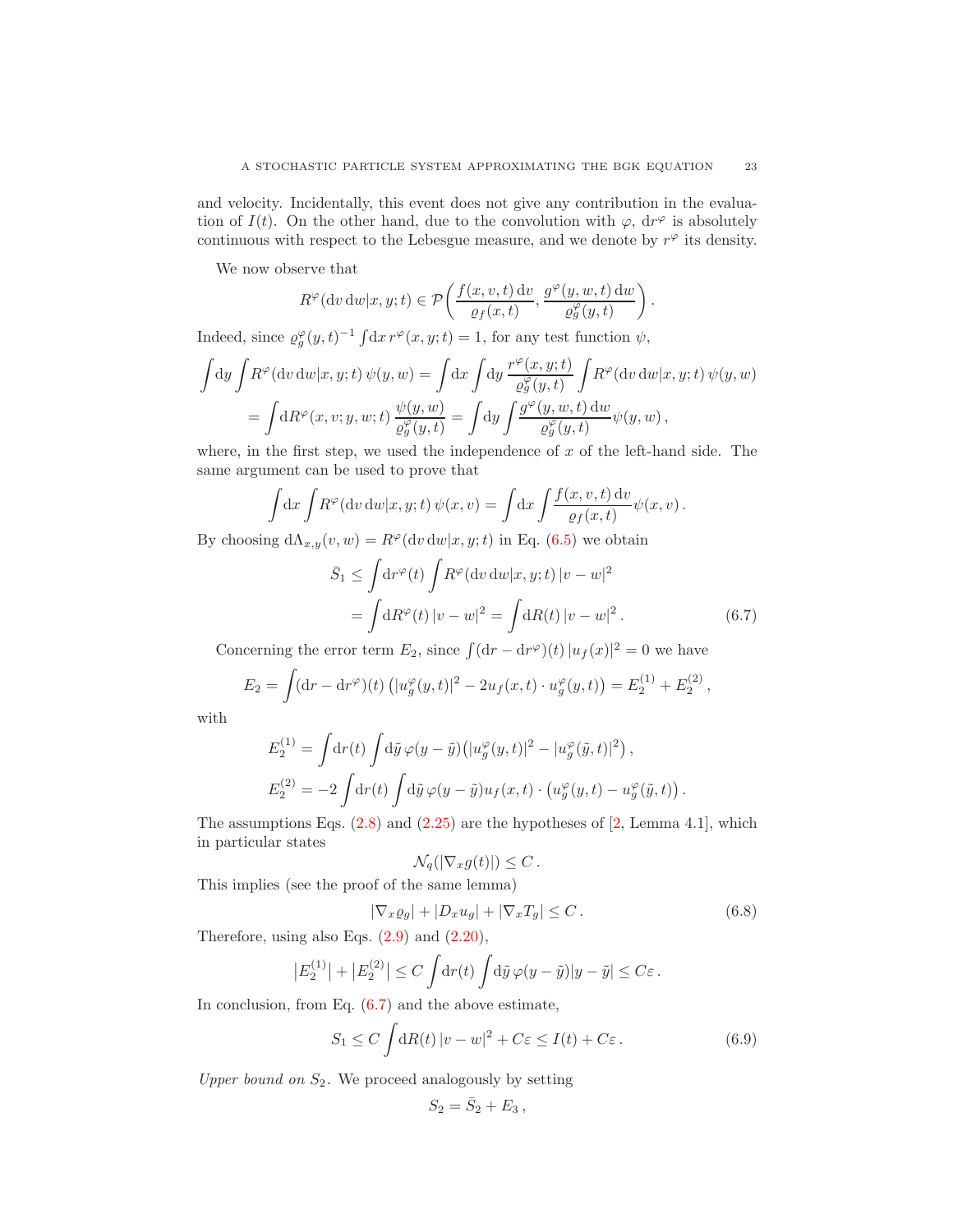and velocity. Incidentally, this event does not give any contribution in the evaluation of $I(t)$. On the other hand, due to the convolution with $\varphi$, $\mathrm{d}r^\varphi$ is absolutely continuous with respect to the Lebesgue measure, and we denote by $r^\varphi$ its density.

We now observe that

$$R^\varphi(\mathrm{d}v\,\mathrm{d}w|x,y;t) \in \mathcal{P}\bigg(\frac{f(x,v,t)\,\mathrm{d}v}{\varrho_f(x,t)}, \frac{g^\varphi(y,w,t)\,\mathrm{d}w}{\varrho_g^\varphi(y,t)}\bigg)\,.$$

Indeed, since $\varrho_g^\varphi(y,t)^{-1}\int \mathrm{d}x\, r^\varphi(x,y;t) = 1$, for any test function $\psi$,

$$\begin{aligned}
\int \mathrm{d}y \int R^\varphi(\mathrm{d}v\,\mathrm{d}w|x,y;t)\,\psi(y,w) &= \int \mathrm{d}x \int \mathrm{d}y\, \frac{r^\varphi(x,y;t)}{\varrho_g^\varphi(y,t)} \int R^\varphi(\mathrm{d}v\,\mathrm{d}w|x,y;t)\,\psi(y,w) \\
&= \int \mathrm{d}R^\varphi(x,v;y,w;t)\,\frac{\psi(y,w)}{\varrho_g^\varphi(y,t)} = \int \mathrm{d}y \int \frac{g^\varphi(y,w,t)\,\mathrm{d}w}{\varrho_g^\varphi(y,t)}\psi(y,w)\,,
\end{aligned}$$

where, in the first step, we used the independence of $x$ of the left-hand side. The same argument can be used to prove that

$$\int \mathrm{d}x \int R^\varphi(\mathrm{d}v\,\mathrm{d}w|x,y;t)\,\psi(x,v) = \int \mathrm{d}x \int \frac{f(x,v,t)\,\mathrm{d}v}{\varrho_f(x,t)}\psi(x,v)\,.$$

By choosing $\mathrm{d}\Lambda_{x,y}(v,w) = R^\varphi(\mathrm{d}v\,\mathrm{d}w|x,y;t)$ in Eq. (6.5) we obtain

$$\begin{aligned}
\bar{S}_1 &\le \int \mathrm{d}r^\varphi(t) \int R^\varphi(\mathrm{d}v\,\mathrm{d}w|x,y;t)\,|v-w|^2 \\
&= \int \mathrm{d}R^\varphi(t)\,|v-w|^2 = \int \mathrm{d}R(t)\,|v-w|^2\,.
\end{aligned} \tag{6.7}$$

Concerning the error term $E_2$, since $\int (\mathrm{d}r - \mathrm{d}r^\varphi)(t)\,|u_f(x)|^2 = 0$ we have

$$E_2 = \int (\mathrm{d}r - \mathrm{d}r^\varphi)(t)\,\big(|u_g^\varphi(y,t)|^2 - 2u_f(x,t)\cdot u_g^\varphi(y,t)\big) = E_2^{(1)} + E_2^{(2)}\,,$$

with

$$\begin{aligned}
E_2^{(1)} &= \int \mathrm{d}r(t) \int \mathrm{d}\tilde{y}\,\varphi(y-\tilde{y})\big(|u_g^\varphi(y,t)|^2 - |u_g^\varphi(\tilde{y},t)|^2\big)\,, \\
E_2^{(2)} &= -2\int \mathrm{d}r(t) \int \mathrm{d}\tilde{y}\,\varphi(y-\tilde{y})u_f(x,t)\cdot\big(u_g^\varphi(y,t) - u_g^\varphi(\tilde{y},t)\big)\,.
\end{aligned}$$

The assumptions Eqs. (2.8) and (2.25) are the hypotheses of [2, Lemma 4.1], which in particular states

$$\mathcal{N}_q(|\nabla_x g(t)|) \le C\,.$$

This implies (see the proof of the same lemma)

$$|\nabla_x \varrho_g| + |D_x u_g| + |\nabla_x T_g| \le C\,. \tag{6.8}$$

Therefore, using also Eqs. (2.9) and (2.20),

$$\big|E_2^{(1)}\big| + \big|E_2^{(2)}\big| \le C\int \mathrm{d}r(t) \int \mathrm{d}\tilde{y}\,\varphi(y-\tilde{y})|y-\tilde{y}| \le C\varepsilon\,.$$

In conclusion, from Eq. (6.7) and the above estimate,

$$S_1 \le C\int \mathrm{d}R(t)\,|v-w|^2 + C\varepsilon \le I(t) + C\varepsilon\,. \tag{6.9}$$

*Upper bound on $S_2$.* We proceed analogously by setting

$$S_2 = \bar{S}_2 + E_3\,,$$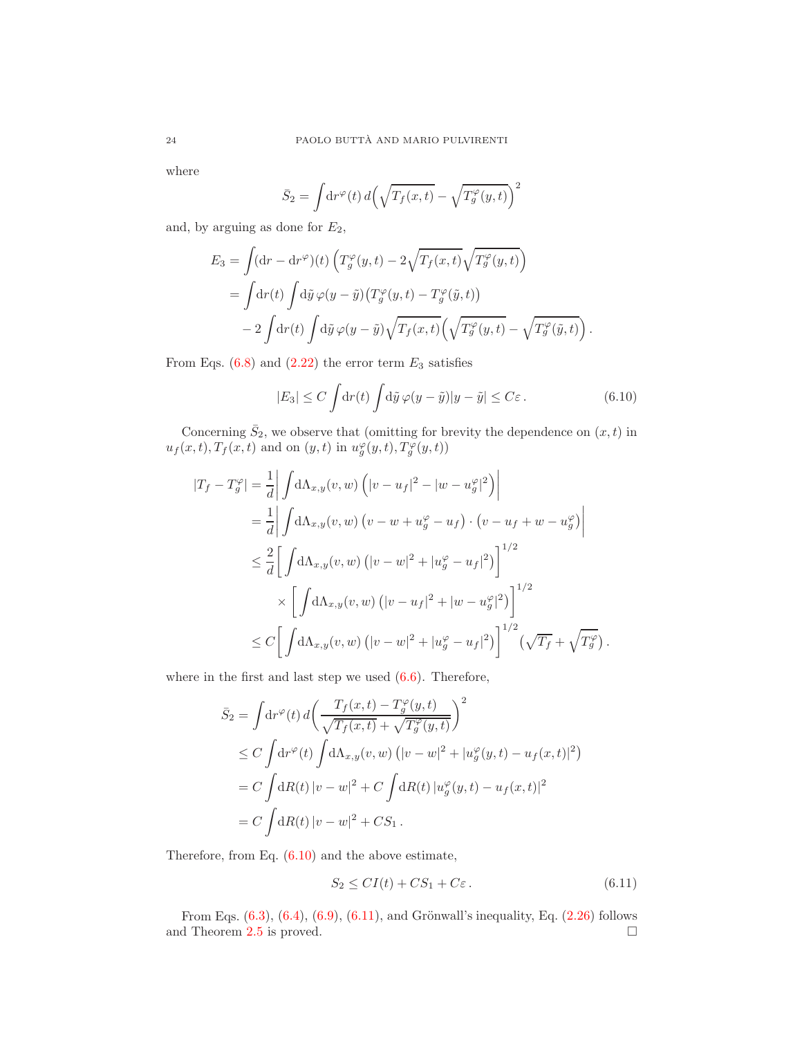where

$$\bar{S}_2 = \int \mathrm{d}r^\varphi(t)\, d\Big(\sqrt{T_f(x,t)} - \sqrt{T_g^\varphi(y,t)}\Big)^2$$

and, by arguing as done for $E_2$,

$$\begin{aligned}
E_3 &= \int (\mathrm{d}r - \mathrm{d}r^\varphi)(t)\,\Big(T_g^\varphi(y,t) - 2\sqrt{T_f(x,t)}\sqrt{T_g^\varphi(y,t)}\Big) \\
&= \int \mathrm{d}r(t) \int \mathrm{d}\tilde{y}\, \varphi(y-\tilde{y}) \big(T_g^\varphi(y,t) - T_g^\varphi(\tilde{y},t)\big) \\
&\quad - 2\int \mathrm{d}r(t) \int \mathrm{d}\tilde{y}\, \varphi(y-\tilde{y}) \sqrt{T_f(x,t)} \Big(\sqrt{T_g^\varphi(y,t)} - \sqrt{T_g^\varphi(\tilde{y},t)}\Big)\,.
\end{aligned}$$

From Eqs. (6.8) and (2.22) the error term $E_3$ satisfies

$$|E_3| \le C \int \mathrm{d}r(t) \int \mathrm{d}\tilde{y}\, \varphi(y-\tilde{y}) |y-\tilde{y}| \le C\varepsilon\,. \tag{6.10}$$

Concerning $\bar{S}_2$, we observe that (omitting for brevity the dependence on $(x,t)$ in $u_f(x,t), T_f(x,t)$ and on $(y,t)$ in $u_g^\varphi(y,t), T_g^\varphi(y,t)$)

$$\begin{aligned}
|T_f - T_g^\varphi| &= \frac{1}{d}\bigg| \int \mathrm{d}\Lambda_{x,y}(v,w)\, \Big(|v-u_f|^2 - |w-u_g^\varphi|^2\Big)\bigg| \\
&= \frac{1}{d}\bigg| \int \mathrm{d}\Lambda_{x,y}(v,w)\, \big(v - w + u_g^\varphi - u_f\big)\cdot\big(v - u_f + w - u_g^\varphi\big)\bigg| \\
&\le \frac{2}{d}\bigg[ \int \mathrm{d}\Lambda_{x,y}(v,w)\, \big(|v-w|^2 + |u_g^\varphi - u_f|^2\big)\bigg]^{1/2} \\
&\qquad \times \bigg[ \int \mathrm{d}\Lambda_{x,y}(v,w)\, \big(|v-u_f|^2 + |w-u_g^\varphi|^2\big)\bigg]^{1/2} \\
&\le C\bigg[ \int \mathrm{d}\Lambda_{x,y}(v,w)\, \big(|v-w|^2 + |u_g^\varphi - u_f|^2\big)\bigg]^{1/2} \big(\sqrt{T_f} + \sqrt{T_g^\varphi}\big)\,.
\end{aligned}$$

where in the first and last step we used (6.6). Therefore,

$$\begin{aligned}
\bar{S}_2 &= \int \mathrm{d}r^\varphi(t)\, d\bigg(\frac{T_f(x,t) - T_g^\varphi(y,t)}{\sqrt{T_f(x,t)} + \sqrt{T_g^\varphi(y,t)}}\bigg)^2 \\
&\le C\int \mathrm{d}r^\varphi(t) \int \mathrm{d}\Lambda_{x,y}(v,w)\, \big(|v-w|^2 + |u_g^\varphi(y,t) - u_f(x,t)|^2\big) \\
&= C\int \mathrm{d}R(t)\, |v-w|^2 + C\int \mathrm{d}R(t)\, |u_g^\varphi(y,t) - u_f(x,t)|^2 \\
&= C\int \mathrm{d}R(t)\, |v-w|^2 + CS_1\,.
\end{aligned}$$

Therefore, from Eq. (6.10) and the above estimate,

$$S_2 \le CI(t) + CS_1 + C\varepsilon\,. \tag{6.11}$$

From Eqs. (6.3), (6.4), (6.9), (6.11), and Grönwall's inequality, Eq. (2.26) follows and Theorem 2.5 is proved. □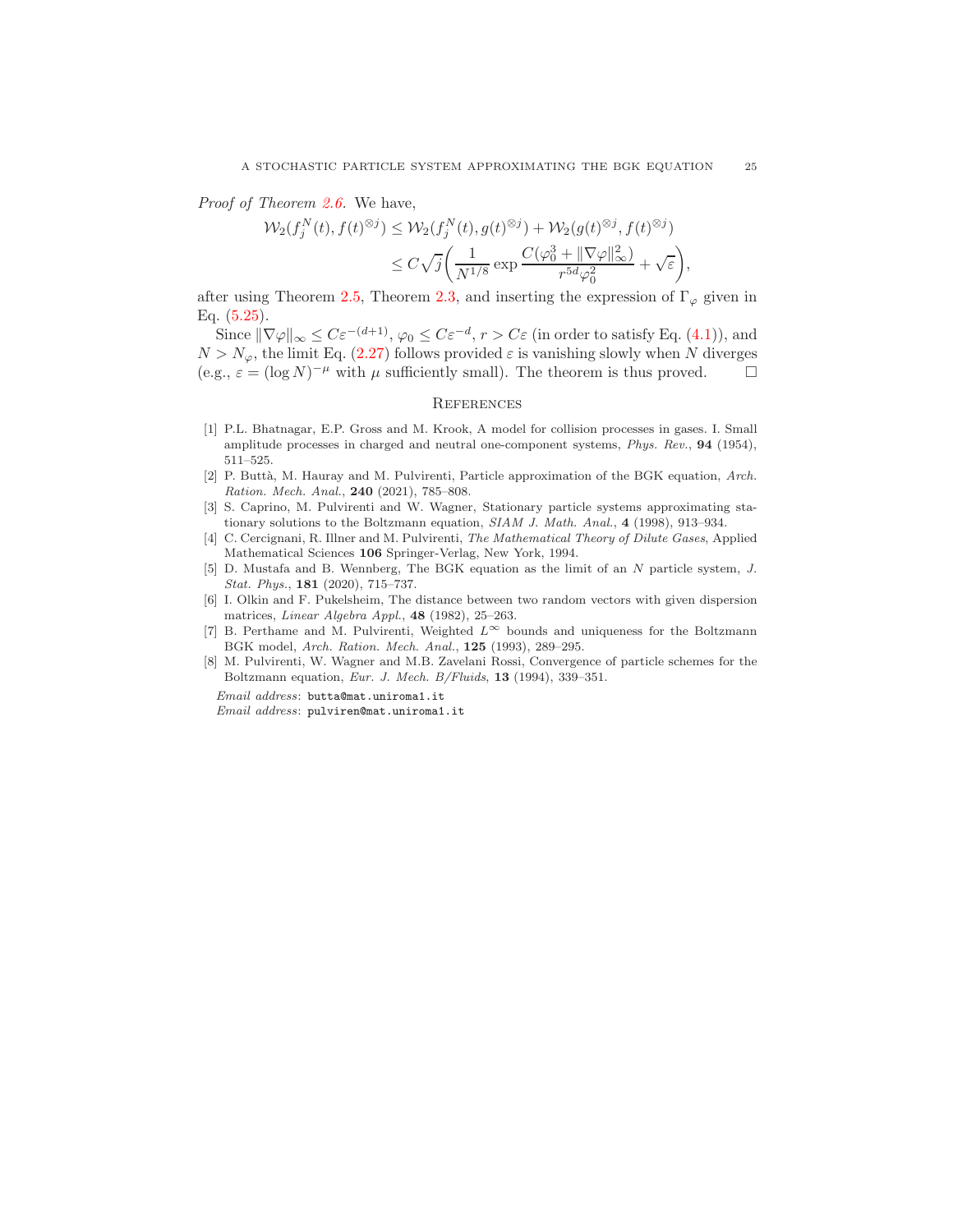*Proof of Theorem 2.6.* We have,

$$
\begin{aligned}
\mathcal{W}_2(f_j^N(t), f(t)^{\otimes j}) &\le \mathcal{W}_2(f_j^N(t), g(t)^{\otimes j}) + \mathcal{W}_2(g(t)^{\otimes j}, f(t)^{\otimes j}) \\
&\le C\sqrt{j}\left(\frac{1}{N^{1/8}} \exp \frac{C(\varphi_0^3 + \|\nabla\varphi\|_\infty^2)}{r^{5d}\varphi_0^2} + \sqrt{\varepsilon}\right),
\end{aligned}
$$

after using Theorem 2.5, Theorem 2.3, and inserting the expression of $\Gamma_\varphi$ given in Eq. (5.25).

Since $\|\nabla\varphi\|_\infty \le C\varepsilon^{-(d+1)}$, $\varphi_0 \le C\varepsilon^{-d}$, $r > C\varepsilon$ (in order to satisfy Eq. (4.1)), and $N > N_\varphi$, the limit Eq. (2.27) follows provided $\varepsilon$ is vanishing slowly when $N$ diverges (e.g., $\varepsilon = (\log N)^{-\mu}$ with $\mu$ sufficiently small). The theorem is thus proved. □

## References

[1] P.L. Bhatnagar, E.P. Gross and M. Krook, A model for collision processes in gases. I. Small amplitude processes in charged and neutral one-component systems, *Phys. Rev.*, **94** (1954), 511–525.

[2] P. Buttà, M. Hauray and M. Pulvirenti, Particle approximation of the BGK equation, *Arch. Ration. Mech. Anal.*, **240** (2021), 785–808.

[3] S. Caprino, M. Pulvirenti and W. Wagner, Stationary particle systems approximating stationary solutions to the Boltzmann equation, *SIAM J. Math. Anal.*, **4** (1998), 913–934.

[4] C. Cercignani, R. Illner and M. Pulvirenti, *The Mathematical Theory of Dilute Gases*, Applied Mathematical Sciences **106** Springer-Verlag, New York, 1994.

[5] D. Mustafa and B. Wennberg, The BGK equation as the limit of an $N$ particle system, *J. Stat. Phys.*, **181** (2020), 715–737.

[6] I. Olkin and F. Pukelsheim, The distance between two random vectors with given dispersion matrices, *Linear Algebra Appl.*, **48** (1982), 25–263.

[7] B. Perthame and M. Pulvirenti, Weighted $L^\infty$ bounds and uniqueness for the Boltzmann BGK model, *Arch. Ration. Mech. Anal.*, **125** (1993), 289–295.

[8] M. Pulvirenti, W. Wagner and M.B. Zavelani Rossi, Convergence of particle schemes for the Boltzmann equation, *Eur. J. Mech. B/Fluids*, **13** (1994), 339–351.

*Email address*: butta@mat.uniroma1.it
*Email address*: pulviren@mat.uniroma1.it